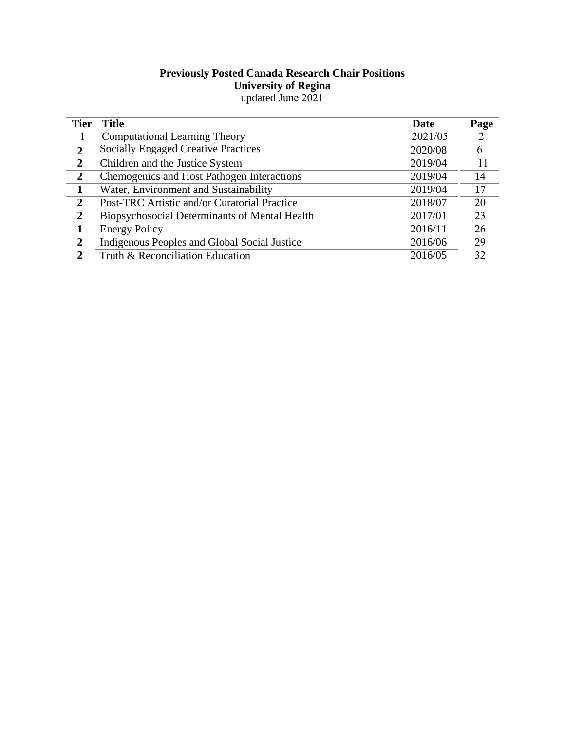**Previously Posted Canada Research Chair Positions**
**University of Regina**
updated June 2021

| Tier | Title | Date | Page |
|---|---|---|---|
| 1 | Computational Learning Theory | 2021/05 | 2 |
| **2** | Socially Engaged Creative Practices | 2020/08 | 6 |
| **2** | Children and the Justice System | 2019/04 | 11 |
| **2** | Chemogenics and Host Pathogen Interactions | 2019/04 | 14 |
| **1** | Water, Environment and Sustainability | 2019/04 | 17 |
| **2** | Post-TRC Artistic and/or Curatorial Practice | 2018/07 | 20 |
| **2** | Biopsychosocial Determinants of Mental Health | 2017/01 | 23 |
| **1** | Energy Policy | 2016/11 | 26 |
| **2** | Indigenous Peoples and Global Social Justice | 2016/06 | 29 |
| **2** | Truth & Reconciliation Education | 2016/05 | 32 |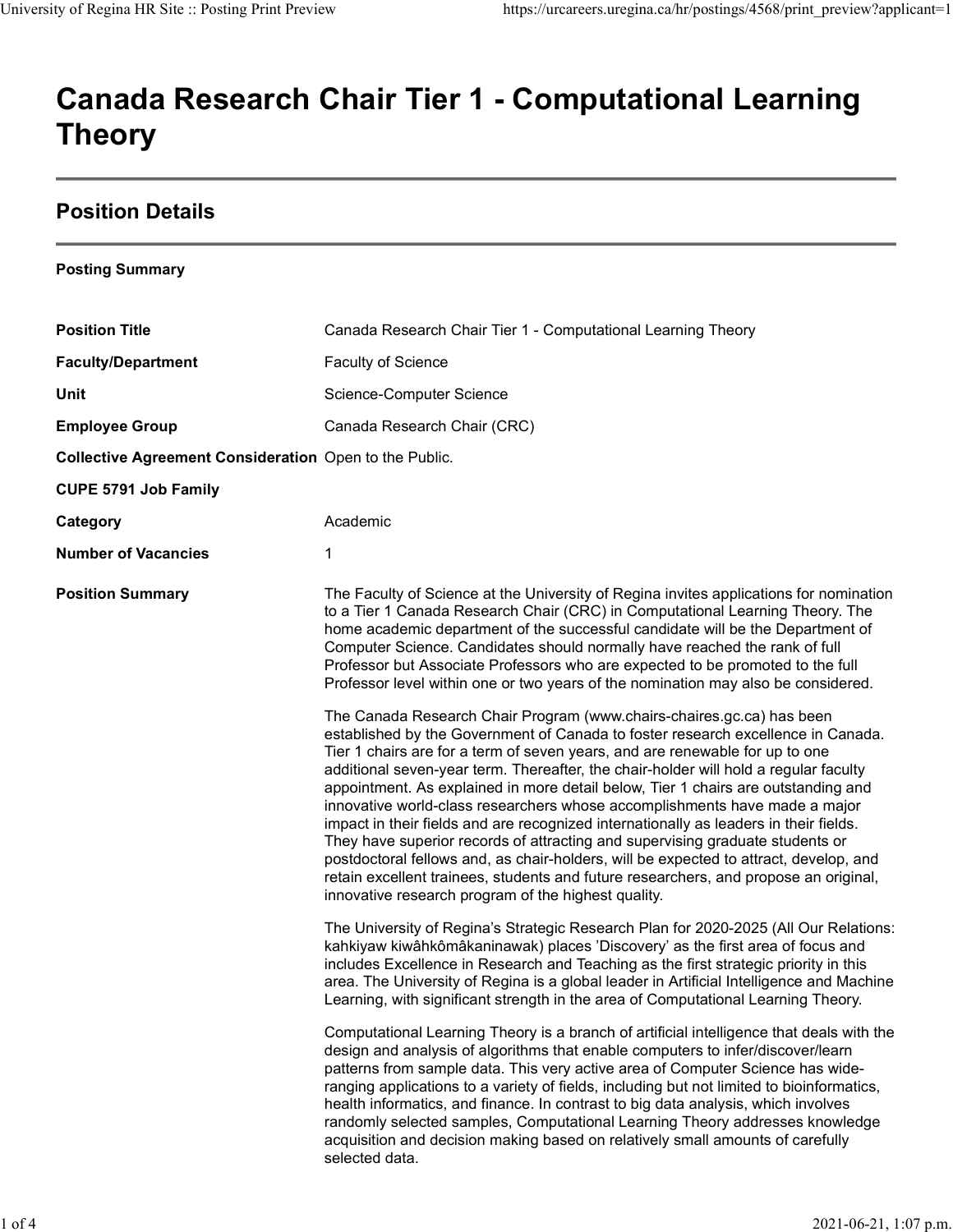# Canada Research Chair Tier 1 - Computational Learning Theory

## Position Details

**Posting Summary**

| | |
|---|---|
| **Position Title** | Canada Research Chair Tier 1 - Computational Learning Theory |
| **Faculty/Department** | Faculty of Science |
| **Unit** | Science-Computer Science |
| **Employee Group** | Canada Research Chair (CRC) |
| **Collective Agreement Consideration** | Open to the Public. |
| **CUPE 5791 Job Family** | |
| **Category** | Academic |
| **Number of Vacancies** | 1 |

**Position Summary**

The Faculty of Science at the University of Regina invites applications for nomination to a Tier 1 Canada Research Chair (CRC) in Computational Learning Theory. The home academic department of the successful candidate will be the Department of Computer Science. Candidates should normally have reached the rank of full Professor but Associate Professors who are expected to be promoted to the full Professor level within one or two years of the nomination may also be considered.

The Canada Research Chair Program (www.chairs-chaires.gc.ca) has been established by the Government of Canada to foster research excellence in Canada. Tier 1 chairs are for a term of seven years, and are renewable for up to one additional seven-year term. Thereafter, the chair-holder will hold a regular faculty appointment. As explained in more detail below, Tier 1 chairs are outstanding and innovative world-class researchers whose accomplishments have made a major impact in their fields and are recognized internationally as leaders in their fields. They have superior records of attracting and supervising graduate students or postdoctoral fellows and, as chair-holders, will be expected to attract, develop, and retain excellent trainees, students and future researchers, and propose an original, innovative research program of the highest quality.

The University of Regina's Strategic Research Plan for 2020-2025 (All Our Relations: kahkiyaw kiwâhkômâkaninawak) places 'Discovery' as the first area of focus and includes Excellence in Research and Teaching as the first strategic priority in this area. The University of Regina is a global leader in Artificial Intelligence and Machine Learning, with significant strength in the area of Computational Learning Theory.

Computational Learning Theory is a branch of artificial intelligence that deals with the design and analysis of algorithms that enable computers to infer/discover/learn patterns from sample data. This very active area of Computer Science has wide-ranging applications to a variety of fields, including but not limited to bioinformatics, health informatics, and finance. In contrast to big data analysis, which involves randomly selected samples, Computational Learning Theory addresses knowledge acquisition and decision making based on relatively small amounts of carefully selected data.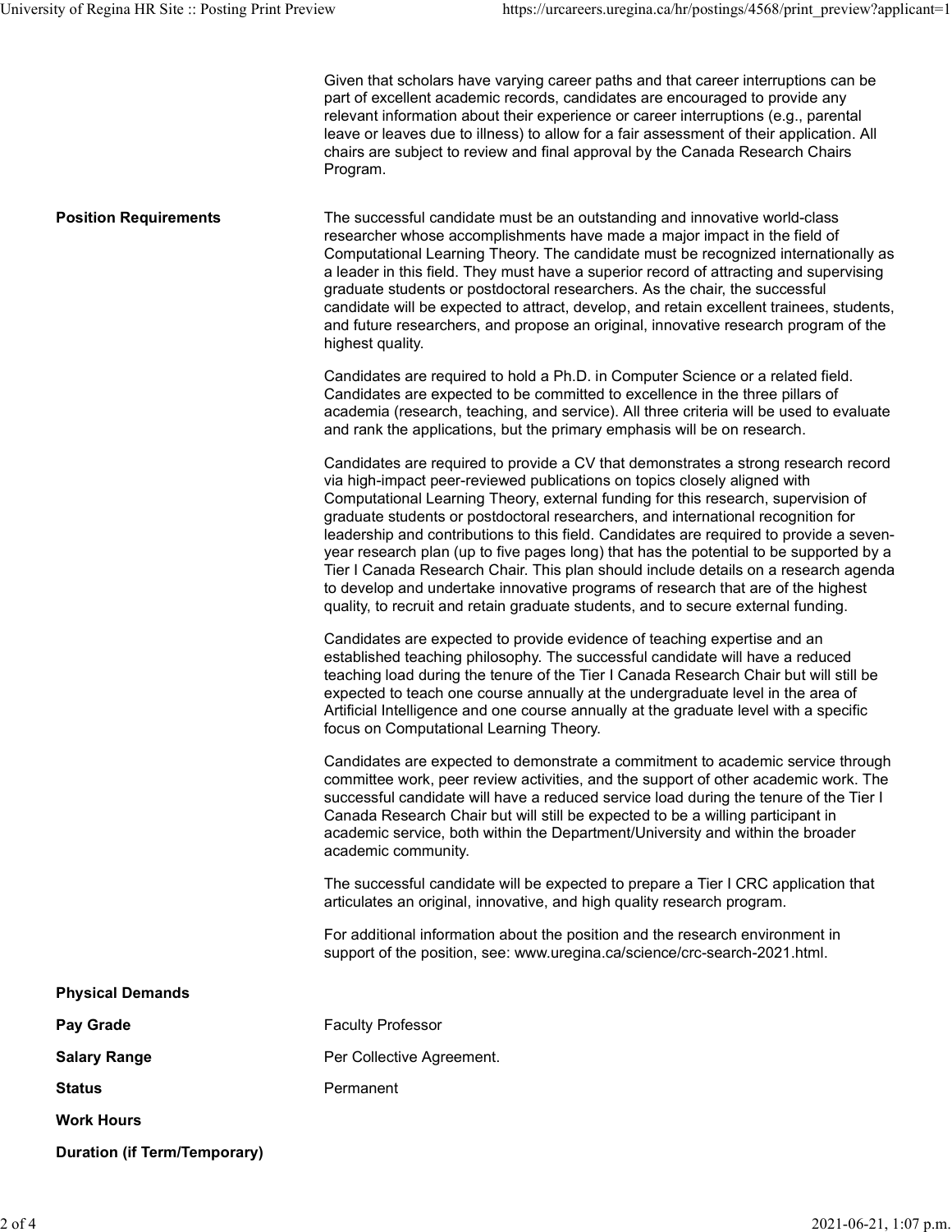Given that scholars have varying career paths and that career interruptions can be part of excellent academic records, candidates are encouraged to provide any relevant information about their experience or career interruptions (e.g., parental leave or leaves due to illness) to allow for a fair assessment of their application. All chairs are subject to review and final approval by the Canada Research Chairs Program.

**Position Requirements**

The successful candidate must be an outstanding and innovative world-class researcher whose accomplishments have made a major impact in the field of Computational Learning Theory. The candidate must be recognized internationally as a leader in this field. They must have a superior record of attracting and supervising graduate students or postdoctoral researchers. As the chair, the successful candidate will be expected to attract, develop, and retain excellent trainees, students, and future researchers, and propose an original, innovative research program of the highest quality.

Candidates are required to hold a Ph.D. in Computer Science or a related field. Candidates are expected to be committed to excellence in the three pillars of academia (research, teaching, and service). All three criteria will be used to evaluate and rank the applications, but the primary emphasis will be on research.

Candidates are required to provide a CV that demonstrates a strong research record via high-impact peer-reviewed publications on topics closely aligned with Computational Learning Theory, external funding for this research, supervision of graduate students or postdoctoral researchers, and international recognition for leadership and contributions to this field. Candidates are required to provide a seven-year research plan (up to five pages long) that has the potential to be supported by a Tier I Canada Research Chair. This plan should include details on a research agenda to develop and undertake innovative programs of research that are of the highest quality, to recruit and retain graduate students, and to secure external funding.

Candidates are expected to provide evidence of teaching expertise and an established teaching philosophy. The successful candidate will have a reduced teaching load during the tenure of the Tier I Canada Research Chair but will still be expected to teach one course annually at the undergraduate level in the area of Artificial Intelligence and one course annually at the graduate level with a specific focus on Computational Learning Theory.

Candidates are expected to demonstrate a commitment to academic service through committee work, peer review activities, and the support of other academic work. The successful candidate will have a reduced service load during the tenure of the Tier I Canada Research Chair but will still be expected to be a willing participant in academic service, both within the Department/University and within the broader academic community.

The successful candidate will be expected to prepare a Tier I CRC application that articulates an original, innovative, and high quality research program.

For additional information about the position and the research environment in support of the position, see: www.uregina.ca/science/crc-search-2021.html.

**Physical Demands**

**Pay Grade** Faculty Professor

**Salary Range** Per Collective Agreement.

**Status** Permanent

**Work Hours**

**Duration (if Term/Temporary)**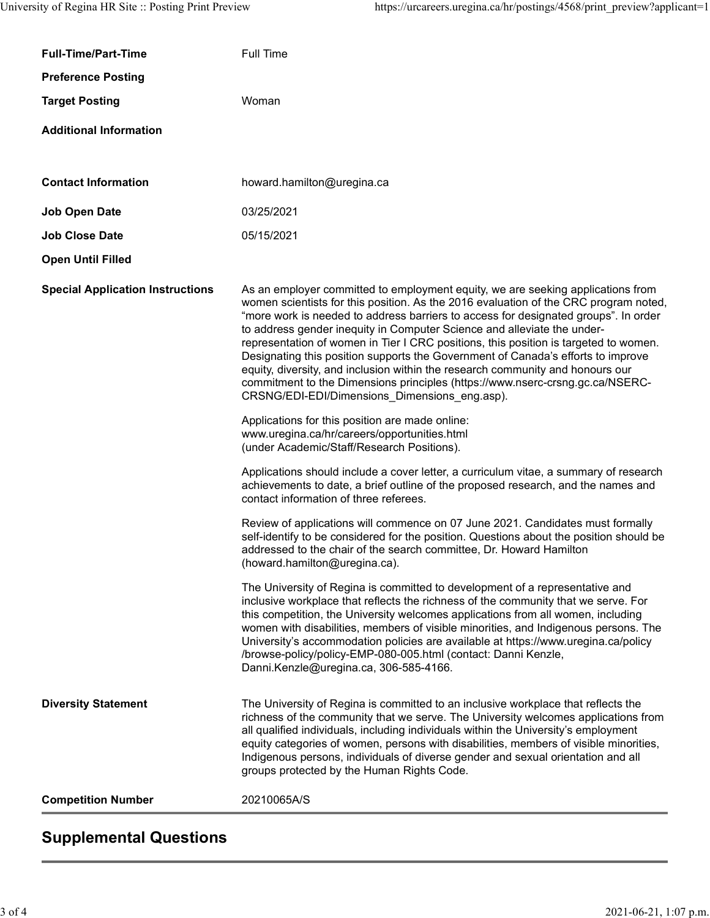| | |
|---|---|
| **Full-Time/Part-Time** | Full Time |
| **Preference Posting** | |
| **Target Posting** | Woman |
| **Additional Information** | |
| **Contact Information** | howard.hamilton@uregina.ca |
| **Job Open Date** | 03/25/2021 |
| **Job Close Date** | 05/15/2021 |
| **Open Until Filled** | |

**Special Application Instructions**

As an employer committed to employment equity, we are seeking applications from women scientists for this position. As the 2016 evaluation of the CRC program noted, “more work is needed to address barriers to access for designated groups”. In order to address gender inequity in Computer Science and alleviate the under-representation of women in Tier I CRC positions, this position is targeted to women. Designating this position supports the Government of Canada’s efforts to improve equity, diversity, and inclusion within the research community and honours our commitment to the Dimensions principles (https://www.nserc-crsng.gc.ca/NSERC-CRSNG/EDI-EDI/Dimensions_Dimensions_eng.asp).

Applications for this position are made online:
www.uregina.ca/hr/careers/opportunities.html
(under Academic/Staff/Research Positions).

Applications should include a cover letter, a curriculum vitae, a summary of research achievements to date, a brief outline of the proposed research, and the names and contact information of three referees.

Review of applications will commence on 07 June 2021. Candidates must formally self-identify to be considered for the position. Questions about the position should be addressed to the chair of the search committee, Dr. Howard Hamilton (howard.hamilton@uregina.ca).

The University of Regina is committed to development of a representative and inclusive workplace that reflects the richness of the community that we serve. For this competition, the University welcomes applications from all women, including women with disabilities, members of visible minorities, and Indigenous persons. The University’s accommodation policies are available at https://www.uregina.ca/policy/browse-policy/policy-EMP-080-005.html (contact: Danni Kenzle, Danni.Kenzle@uregina.ca, 306-585-4166.

**Diversity Statement**

The University of Regina is committed to an inclusive workplace that reflects the richness of the community that we serve. The University welcomes applications from all qualified individuals, including individuals within the University’s employment equity categories of women, persons with disabilities, members of visible minorities, Indigenous persons, individuals of diverse gender and sexual orientation and all groups protected by the Human Rights Code.

**Competition Number** 20210065A/S

## Supplemental Questions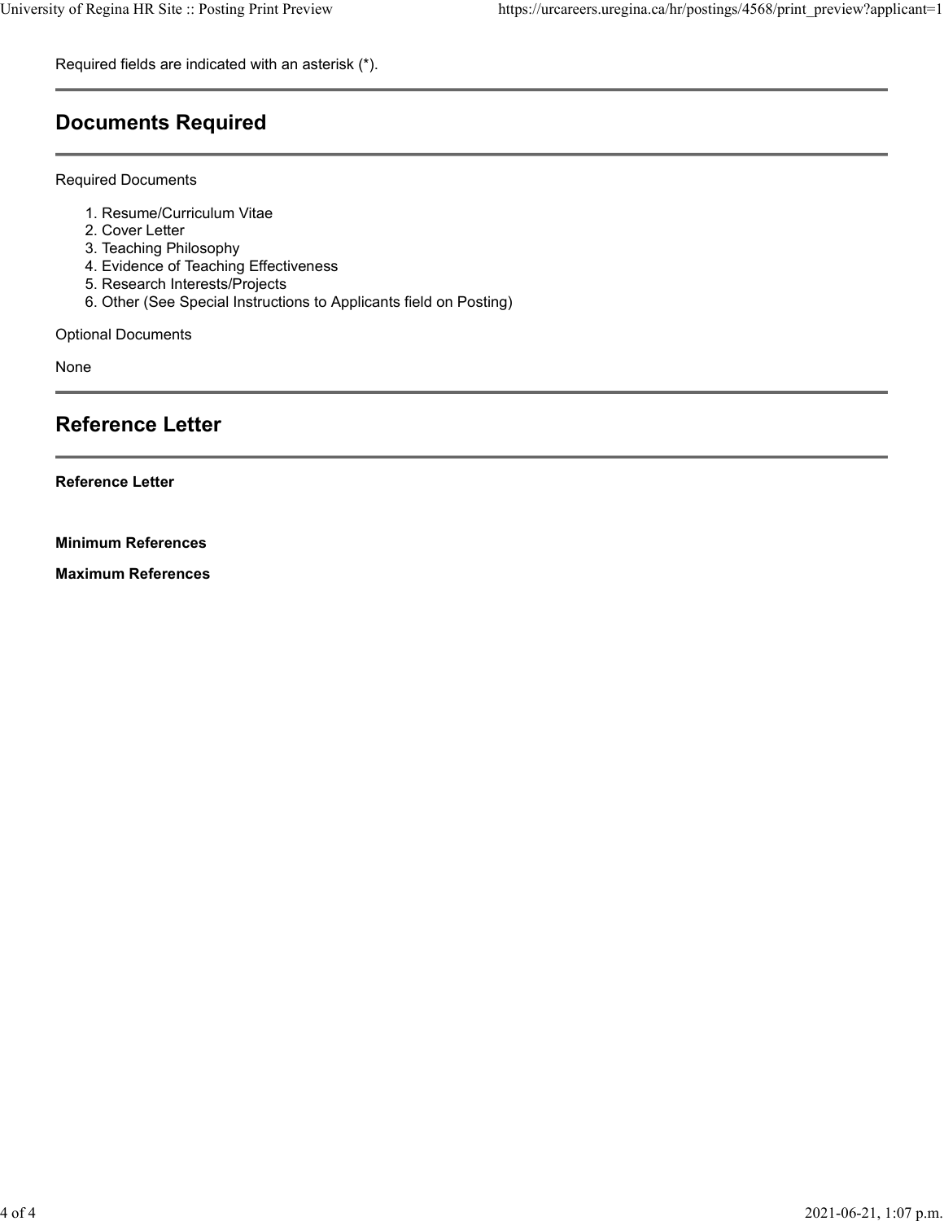Required fields are indicated with an asterisk (*).

## Documents Required

Required Documents

1. Resume/Curriculum Vitae
2. Cover Letter
3. Teaching Philosophy
4. Evidence of Teaching Effectiveness
5. Research Interests/Projects
6. Other (See Special Instructions to Applicants field on Posting)

Optional Documents

None

## Reference Letter

**Reference Letter**

**Minimum References**

**Maximum References**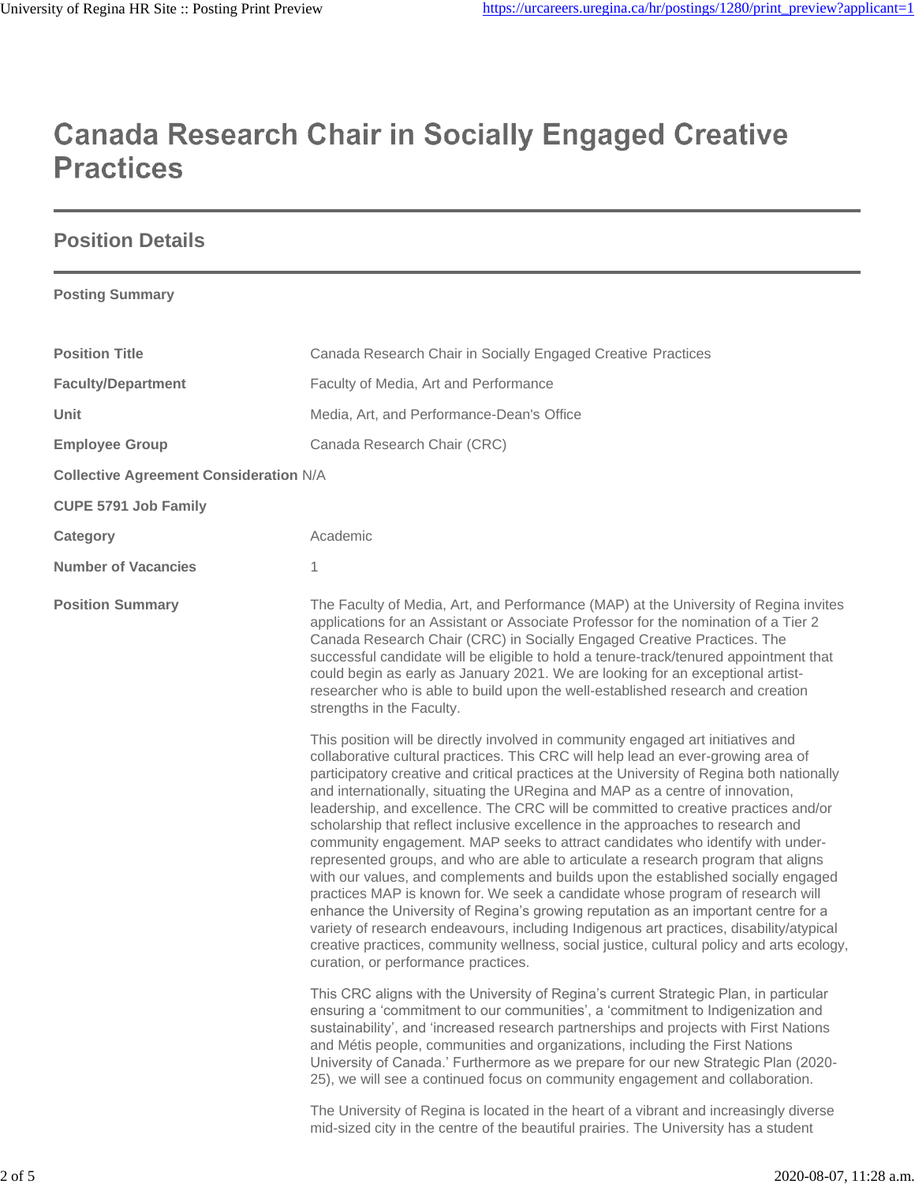# Canada Research Chair in Socially Engaged Creative Practices

## Position Details

**Posting Summary**

| | |
|---|---|
| **Position Title** | Canada Research Chair in Socially Engaged Creative Practices |
| **Faculty/Department** | Faculty of Media, Art and Performance |
| **Unit** | Media, Art, and Performance-Dean's Office |
| **Employee Group** | Canada Research Chair (CRC) |
| **Collective Agreement Consideration** | N/A |
| **CUPE 5791 Job Family** | |
| **Category** | Academic |
| **Number of Vacancies** | 1 |

**Position Summary**

The Faculty of Media, Art, and Performance (MAP) at the University of Regina invites applications for an Assistant or Associate Professor for the nomination of a Tier 2 Canada Research Chair (CRC) in Socially Engaged Creative Practices. The successful candidate will be eligible to hold a tenure-track/tenured appointment that could begin as early as January 2021. We are looking for an exceptional artist-researcher who is able to build upon the well-established research and creation strengths in the Faculty.

This position will be directly involved in community engaged art initiatives and collaborative cultural practices. This CRC will help lead an ever-growing area of participatory creative and critical practices at the University of Regina both nationally and internationally, situating the URegina and MAP as a centre of innovation, leadership, and excellence. The CRC will be committed to creative practices and/or scholarship that reflect inclusive excellence in the approaches to research and community engagement. MAP seeks to attract candidates who identify with under-represented groups, and who are able to articulate a research program that aligns with our values, and complements and builds upon the established socially engaged practices MAP is known for. We seek a candidate whose program of research will enhance the University of Regina's growing reputation as an important centre for a variety of research endeavours, including Indigenous art practices, disability/atypical creative practices, community wellness, social justice, cultural policy and arts ecology, curation, or performance practices.

This CRC aligns with the University of Regina's current Strategic Plan, in particular ensuring a 'commitment to our communities', a 'commitment to Indigenization and sustainability', and 'increased research partnerships and projects with First Nations and Métis people, communities and organizations, including the First Nations University of Canada.' Furthermore as we prepare for our new Strategic Plan (2020-25), we will see a continued focus on community engagement and collaboration.

The University of Regina is located in the heart of a vibrant and increasingly diverse mid-sized city in the centre of the beautiful prairies. The University has a student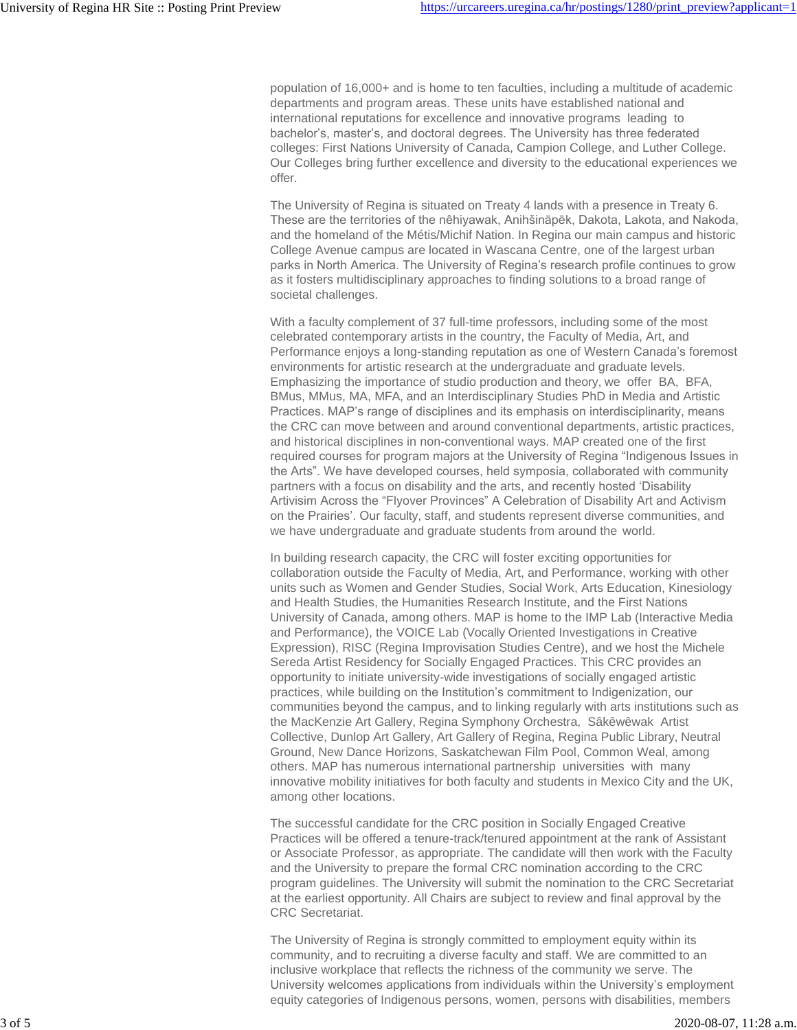population of 16,000+ and is home to ten faculties, including a multitude of academic departments and program areas. These units have established national and international reputations for excellence and innovative programs leading to bachelor's, master's, and doctoral degrees. The University has three federated colleges: First Nations University of Canada, Campion College, and Luther College. Our Colleges bring further excellence and diversity to the educational experiences we offer.

The University of Regina is situated on Treaty 4 lands with a presence in Treaty 6. These are the territories of the nêhiyawak, Anihšināpēk, Dakota, Lakota, and Nakoda, and the homeland of the Métis/Michif Nation. In Regina our main campus and historic College Avenue campus are located in Wascana Centre, one of the largest urban parks in North America. The University of Regina's research profile continues to grow as it fosters multidisciplinary approaches to finding solutions to a broad range of societal challenges.

With a faculty complement of 37 full-time professors, including some of the most celebrated contemporary artists in the country, the Faculty of Media, Art, and Performance enjoys a long-standing reputation as one of Western Canada's foremost environments for artistic research at the undergraduate and graduate levels. Emphasizing the importance of studio production and theory, we offer BA, BFA, BMus, MMus, MA, MFA, and an Interdisciplinary Studies PhD in Media and Artistic Practices. MAP's range of disciplines and its emphasis on interdisciplinarity, means the CRC can move between and around conventional departments, artistic practices, and historical disciplines in non-conventional ways. MAP created one of the first required courses for program majors at the University of Regina "Indigenous Issues in the Arts". We have developed courses, held symposia, collaborated with community partners with a focus on disability and the arts, and recently hosted 'Disability Artivisim Across the "Flyover Provinces" A Celebration of Disability Art and Activism on the Prairies'. Our faculty, staff, and students represent diverse communities, and we have undergraduate and graduate students from around the world.

In building research capacity, the CRC will foster exciting opportunities for collaboration outside the Faculty of Media, Art, and Performance, working with other units such as Women and Gender Studies, Social Work, Arts Education, Kinesiology and Health Studies, the Humanities Research Institute, and the First Nations University of Canada, among others. MAP is home to the IMP Lab (Interactive Media and Performance), the VOICE Lab (Vocally Oriented Investigations in Creative Expression), RISC (Regina Improvisation Studies Centre), and we host the Michele Sereda Artist Residency for Socially Engaged Practices. This CRC provides an opportunity to initiate university-wide investigations of socially engaged artistic practices, while building on the Institution's commitment to Indigenization, our communities beyond the campus, and to linking regularly with arts institutions such as the MacKenzie Art Gallery, Regina Symphony Orchestra, Sâkêwêwak Artist Collective, Dunlop Art Gallery, Art Gallery of Regina, Regina Public Library, Neutral Ground, New Dance Horizons, Saskatchewan Film Pool, Common Weal, among others. MAP has numerous international partnership universities with many innovative mobility initiatives for both faculty and students in Mexico City and the UK, among other locations.

The successful candidate for the CRC position in Socially Engaged Creative Practices will be offered a tenure-track/tenured appointment at the rank of Assistant or Associate Professor, as appropriate. The candidate will then work with the Faculty and the University to prepare the formal CRC nomination according to the CRC program guidelines. The University will submit the nomination to the CRC Secretariat at the earliest opportunity. All Chairs are subject to review and final approval by the CRC Secretariat.

The University of Regina is strongly committed to employment equity within its community, and to recruiting a diverse faculty and staff. We are committed to an inclusive workplace that reflects the richness of the community we serve. The University welcomes applications from individuals within the University's employment equity categories of Indigenous persons, women, persons with disabilities, members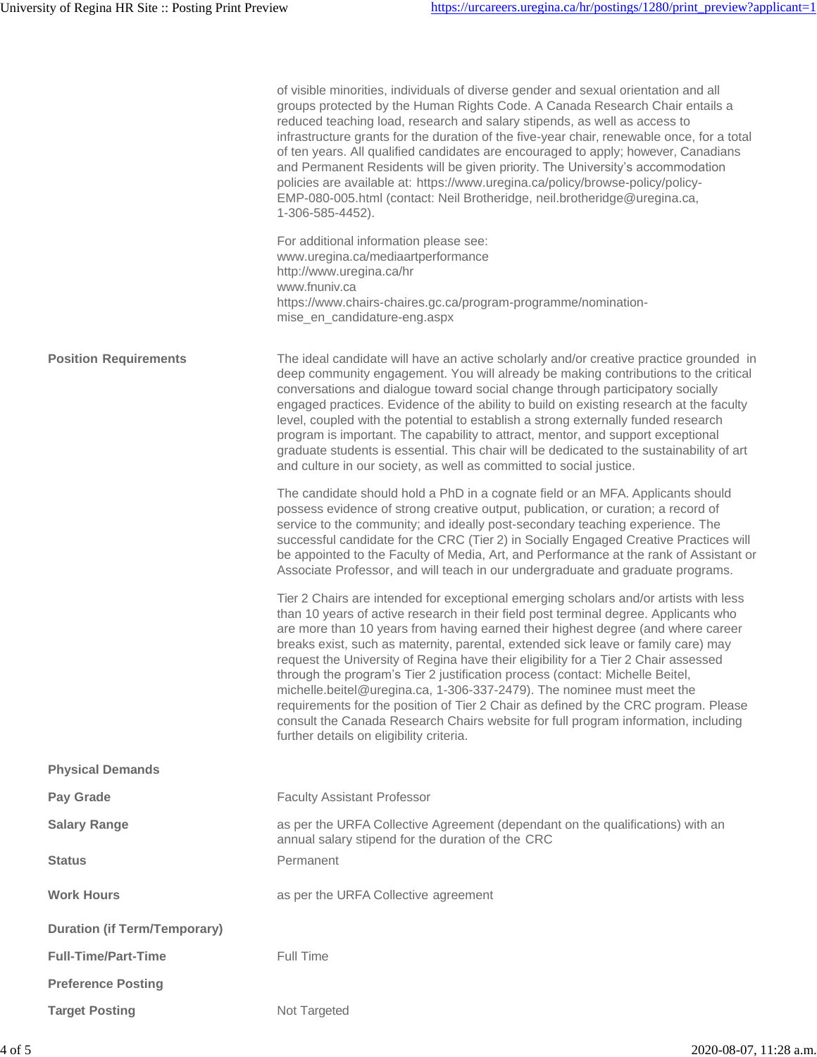of visible minorities, individuals of diverse gender and sexual orientation and all groups protected by the Human Rights Code. A Canada Research Chair entails a reduced teaching load, research and salary stipends, as well as access to infrastructure grants for the duration of the five-year chair, renewable once, for a total of ten years. All qualified candidates are encouraged to apply; however, Canadians and Permanent Residents will be given priority. The University's accommodation policies are available at: https://www.uregina.ca/policy/browse-policy/policy-EMP-080-005.html (contact: Neil Brotheridge, neil.brotheridge@uregina.ca, 1-306-585-4452).

For additional information please see:
www.uregina.ca/mediaartperformance
http://www.uregina.ca/hr
www.fnuniv.ca
https://www.chairs-chaires.gc.ca/program-programme/nomination-mise_en_candidature-eng.aspx

**Position Requirements**

The ideal candidate will have an active scholarly and/or creative practice grounded in deep community engagement. You will already be making contributions to the critical conversations and dialogue toward social change through participatory socially engaged practices. Evidence of the ability to build on existing research at the faculty level, coupled with the potential to establish a strong externally funded research program is important. The capability to attract, mentor, and support exceptional graduate students is essential. This chair will be dedicated to the sustainability of art and culture in our society, as well as committed to social justice.

The candidate should hold a PhD in a cognate field or an MFA. Applicants should possess evidence of strong creative output, publication, or curation; a record of service to the community; and ideally post-secondary teaching experience. The successful candidate for the CRC (Tier 2) in Socially Engaged Creative Practices will be appointed to the Faculty of Media, Art, and Performance at the rank of Assistant or Associate Professor, and will teach in our undergraduate and graduate programs.

Tier 2 Chairs are intended for exceptional emerging scholars and/or artists with less than 10 years of active research in their field post terminal degree. Applicants who are more than 10 years from having earned their highest degree (and where career breaks exist, such as maternity, parental, extended sick leave or family care) may request the University of Regina have their eligibility for a Tier 2 Chair assessed through the program's Tier 2 justification process (contact: Michelle Beitel, michelle.beitel@uregina.ca, 1-306-337-2479). The nominee must meet the requirements for the position of Tier 2 Chair as defined by the CRC program. Please consult the Canada Research Chairs website for full program information, including further details on eligibility criteria.

**Physical Demands**

**Pay Grade** Faculty Assistant Professor

**Salary Range** as per the URFA Collective Agreement (dependant on the qualifications) with an annual salary stipend for the duration of the CRC

**Status** Permanent

**Work Hours** as per the URFA Collective agreement

**Duration (if Term/Temporary)**

**Full-Time/Part-Time** Full Time

**Preference Posting**

**Target Posting** Not Targeted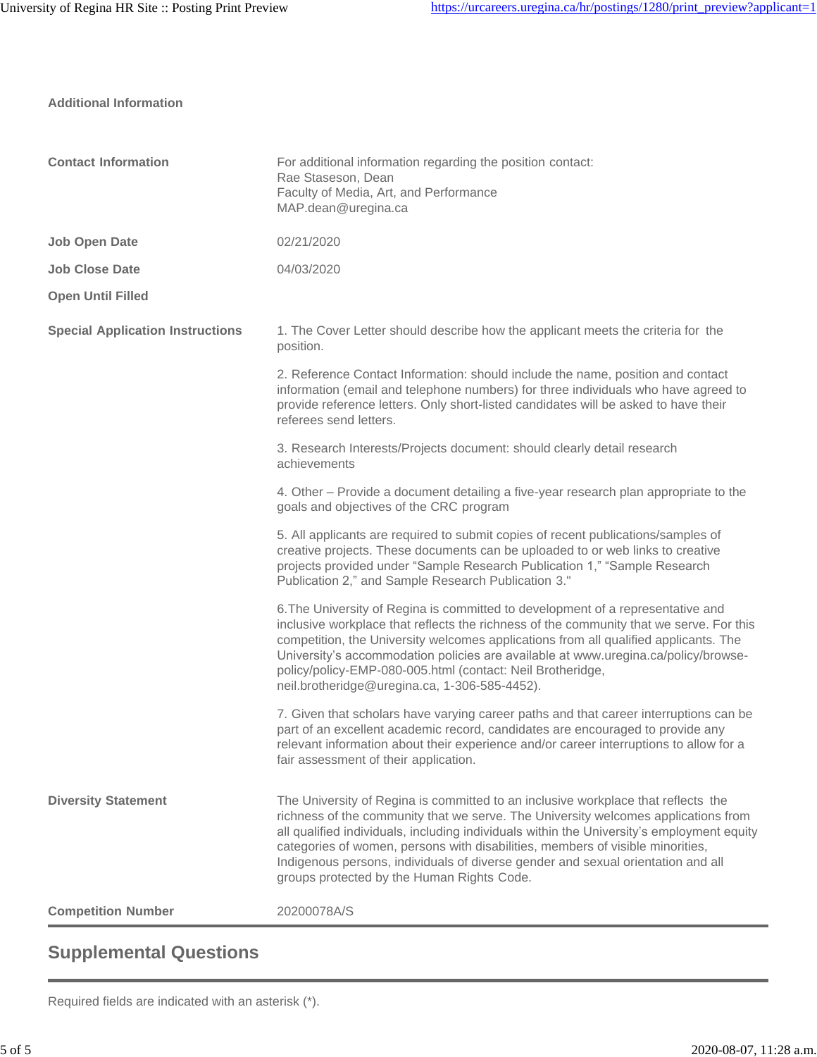### Additional Information

| | |
|---|---|
| **Contact Information** | For additional information regarding the position contact:<br>Rae Staseson, Dean<br>Faculty of Media, Art, and Performance<br>MAP.dean@uregina.ca |
| **Job Open Date** | 02/21/2020 |
| **Job Close Date** | 04/03/2020 |
| **Open Until Filled** | |
| **Special Application Instructions** | 1. The Cover Letter should describe how the applicant meets the criteria for the position.<br><br>2. Reference Contact Information: should include the name, position and contact information (email and telephone numbers) for three individuals who have agreed to provide reference letters. Only short-listed candidates will be asked to have their referees send letters.<br><br>3. Research Interests/Projects document: should clearly detail research achievements<br><br>4. Other – Provide a document detailing a five-year research plan appropriate to the goals and objectives of the CRC program<br><br>5. All applicants are required to submit copies of recent publications/samples of creative projects. These documents can be uploaded to or web links to creative projects provided under "Sample Research Publication 1," "Sample Research Publication 2," and Sample Research Publication 3."<br><br>6.The University of Regina is committed to development of a representative and inclusive workplace that reflects the richness of the community that we serve. For this competition, the University welcomes applications from all qualified applicants. The University's accommodation policies are available at www.uregina.ca/policy/browse-policy/policy-EMP-080-005.html (contact: Neil Brotheridge, neil.brotheridge@uregina.ca, 1-306-585-4452).<br><br>7. Given that scholars have varying career paths and that career interruptions can be part of an excellent academic record, candidates are encouraged to provide any relevant information about their experience and/or career interruptions to allow for a fair assessment of their application. |
| **Diversity Statement** | The University of Regina is committed to an inclusive workplace that reflects the richness of the community that we serve. The University welcomes applications from all qualified individuals, including individuals within the University's employment equity categories of women, persons with disabilities, members of visible minorities, Indigenous persons, individuals of diverse gender and sexual orientation and all groups protected by the Human Rights Code. |
| **Competition Number** | 20200078A/S |

## Supplemental Questions

Required fields are indicated with an asterisk (*).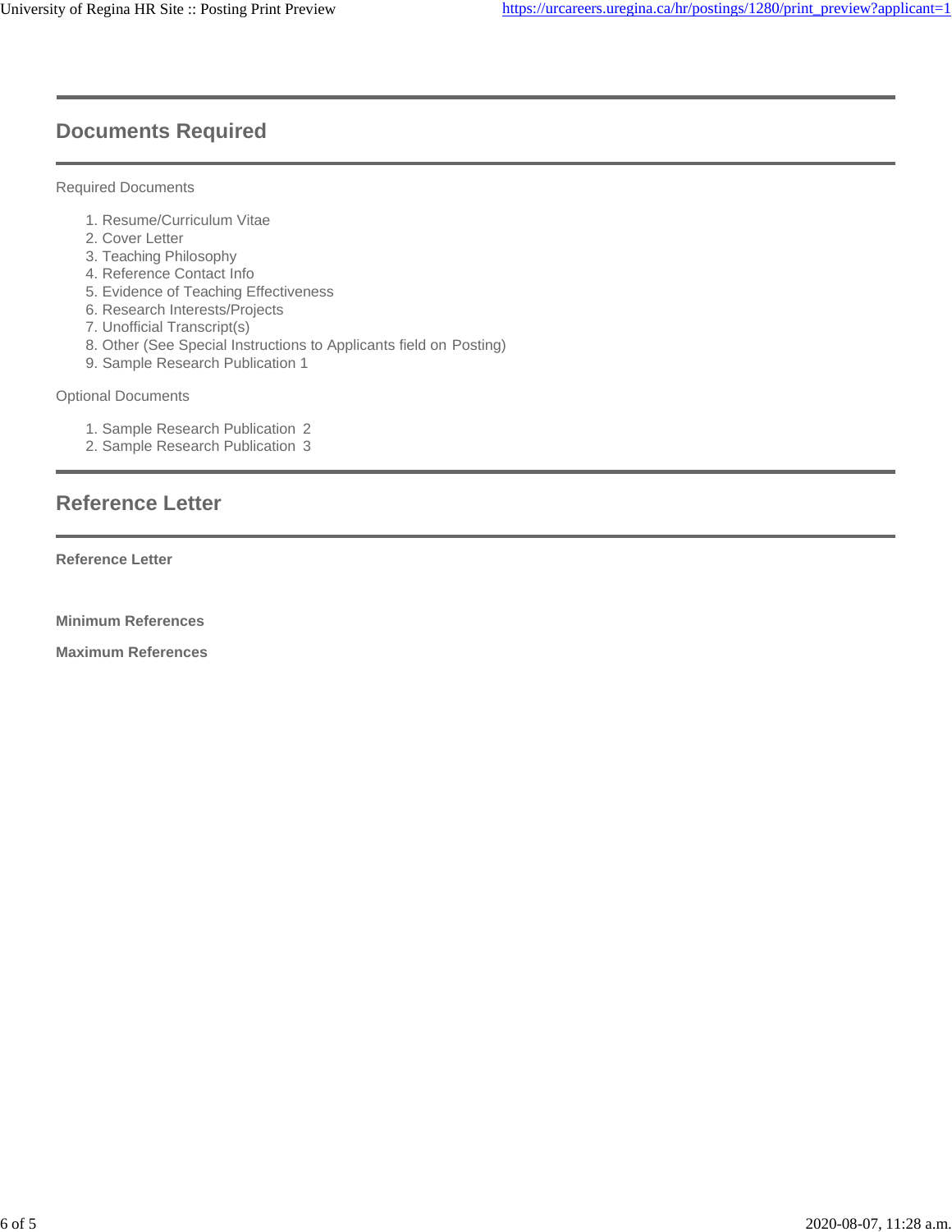## Documents Required

Required Documents

1. Resume/Curriculum Vitae
2. Cover Letter
3. Teaching Philosophy
4. Reference Contact Info
5. Evidence of Teaching Effectiveness
6. Research Interests/Projects
7. Unofficial Transcript(s)
8. Other (See Special Instructions to Applicants field on Posting)
9. Sample Research Publication 1

Optional Documents

1. Sample Research Publication 2
2. Sample Research Publication 3

## Reference Letter

**Reference Letter**

**Minimum References**

**Maximum References**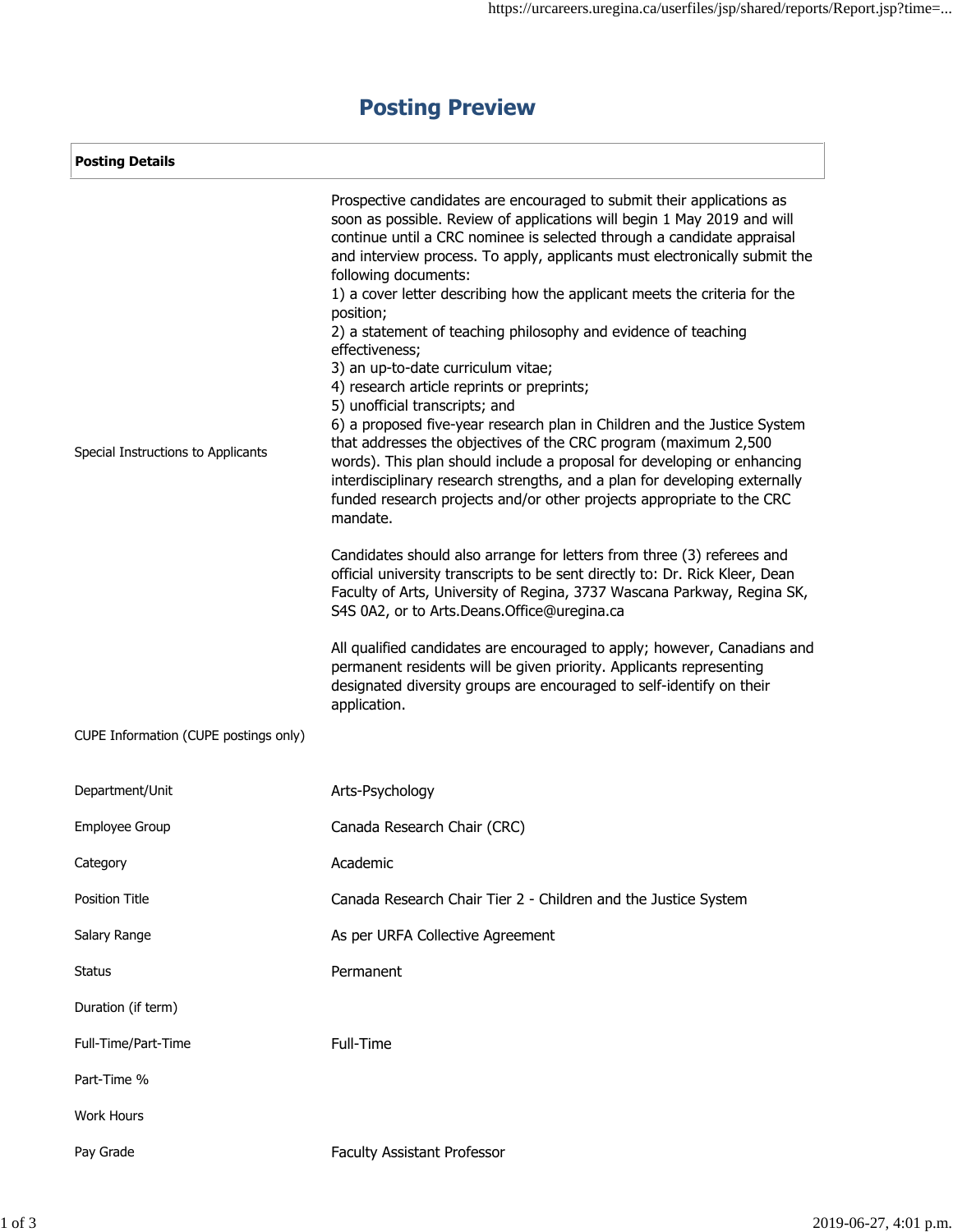# Posting Preview

| Posting Details | |
|---|---|
| Special Instructions to Applicants | Prospective candidates are encouraged to submit their applications as soon as possible. Review of applications will begin 1 May 2019 and will continue until a CRC nominee is selected through a candidate appraisal and interview process. To apply, applicants must electronically submit the following documents:<br>1) a cover letter describing how the applicant meets the criteria for the position;<br>2) a statement of teaching philosophy and evidence of teaching effectiveness;<br>3) an up-to-date curriculum vitae;<br>4) research article reprints or preprints;<br>5) unofficial transcripts; and<br>6) a proposed five-year research plan in Children and the Justice System that addresses the objectives of the CRC program (maximum 2,500 words). This plan should include a proposal for developing or enhancing interdisciplinary research strengths, and a plan for developing externally funded research projects and/or other projects appropriate to the CRC mandate.<br><br>Candidates should also arrange for letters from three (3) referees and official university transcripts to be sent directly to: Dr. Rick Kleer, Dean Faculty of Arts, University of Regina, 3737 Wascana Parkway, Regina SK, S4S 0A2, or to Arts.Deans.Office@uregina.ca<br><br>All qualified candidates are encouraged to apply; however, Canadians and permanent residents will be given priority. Applicants representing designated diversity groups are encouraged to self-identify on their application. |
| CUPE Information (CUPE postings only) | |
| Department/Unit | Arts-Psychology |
| Employee Group | Canada Research Chair (CRC) |
| Category | Academic |
| Position Title | Canada Research Chair Tier 2 - Children and the Justice System |
| Salary Range | As per URFA Collective Agreement |
| Status | Permanent |
| Duration (if term) | |
| Full-Time/Part-Time | Full-Time |
| Part-Time % | |
| Work Hours | |
| Pay Grade | Faculty Assistant Professor |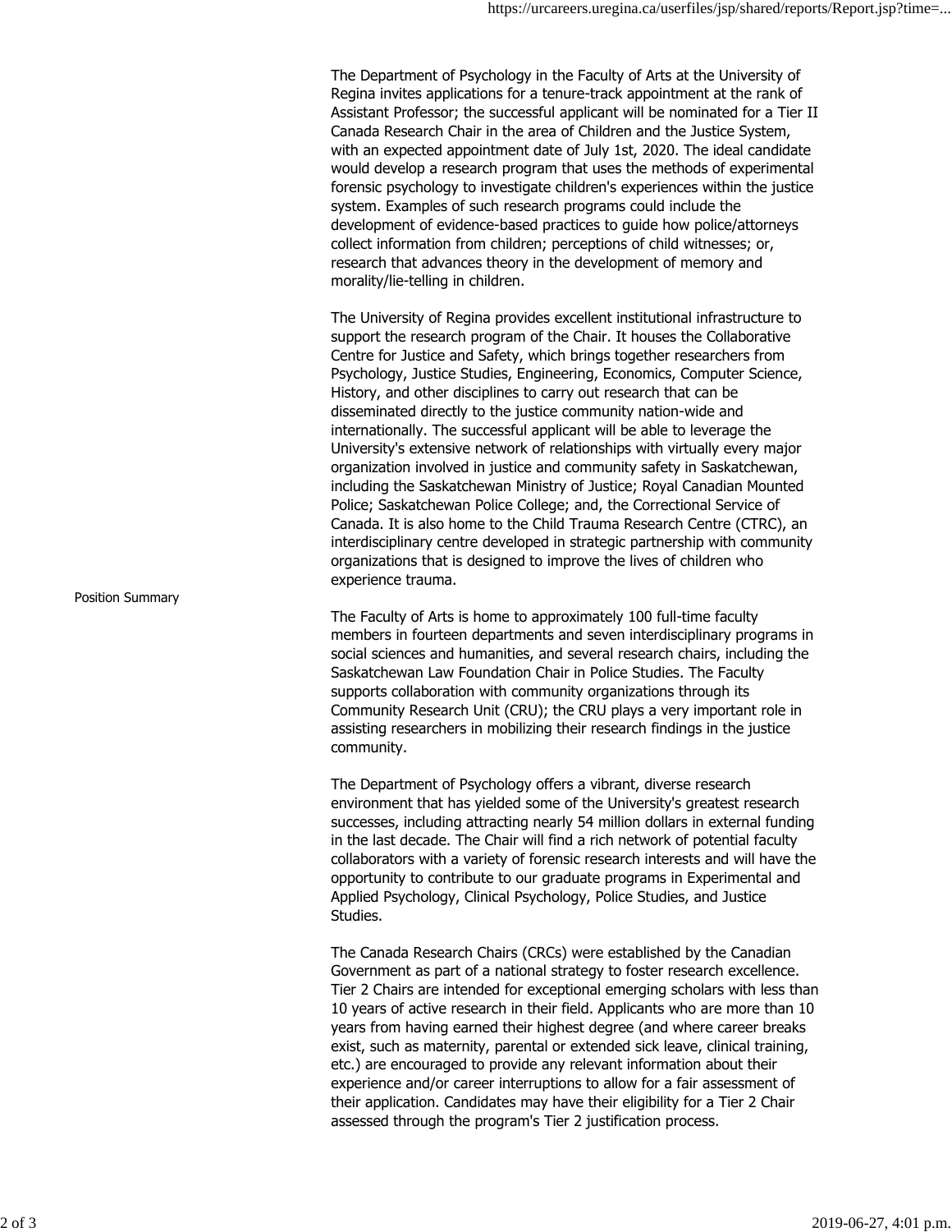Position Summary

The Department of Psychology in the Faculty of Arts at the University of Regina invites applications for a tenure-track appointment at the rank of Assistant Professor; the successful applicant will be nominated for a Tier II Canada Research Chair in the area of Children and the Justice System, with an expected appointment date of July 1st, 2020. The ideal candidate would develop a research program that uses the methods of experimental forensic psychology to investigate children's experiences within the justice system. Examples of such research programs could include the development of evidence-based practices to guide how police/attorneys collect information from children; perceptions of child witnesses; or, research that advances theory in the development of memory and morality/lie-telling in children.

The University of Regina provides excellent institutional infrastructure to support the research program of the Chair. It houses the Collaborative Centre for Justice and Safety, which brings together researchers from Psychology, Justice Studies, Engineering, Economics, Computer Science, History, and other disciplines to carry out research that can be disseminated directly to the justice community nation-wide and internationally. The successful applicant will be able to leverage the University's extensive network of relationships with virtually every major organization involved in justice and community safety in Saskatchewan, including the Saskatchewan Ministry of Justice; Royal Canadian Mounted Police; Saskatchewan Police College; and, the Correctional Service of Canada. It is also home to the Child Trauma Research Centre (CTRC), an interdisciplinary centre developed in strategic partnership with community organizations that is designed to improve the lives of children who experience trauma.

The Faculty of Arts is home to approximately 100 full-time faculty members in fourteen departments and seven interdisciplinary programs in social sciences and humanities, and several research chairs, including the Saskatchewan Law Foundation Chair in Police Studies. The Faculty supports collaboration with community organizations through its Community Research Unit (CRU); the CRU plays a very important role in assisting researchers in mobilizing their research findings in the justice community.

The Department of Psychology offers a vibrant, diverse research environment that has yielded some of the University's greatest research successes, including attracting nearly 54 million dollars in external funding in the last decade. The Chair will find a rich network of potential faculty collaborators with a variety of forensic research interests and will have the opportunity to contribute to our graduate programs in Experimental and Applied Psychology, Clinical Psychology, Police Studies, and Justice Studies.

The Canada Research Chairs (CRCs) were established by the Canadian Government as part of a national strategy to foster research excellence. Tier 2 Chairs are intended for exceptional emerging scholars with less than 10 years of active research in their field. Applicants who are more than 10 years from having earned their highest degree (and where career breaks exist, such as maternity, parental or extended sick leave, clinical training, etc.) are encouraged to provide any relevant information about their experience and/or career interruptions to allow for a fair assessment of their application. Candidates may have their eligibility for a Tier 2 Chair assessed through the program's Tier 2 justification process.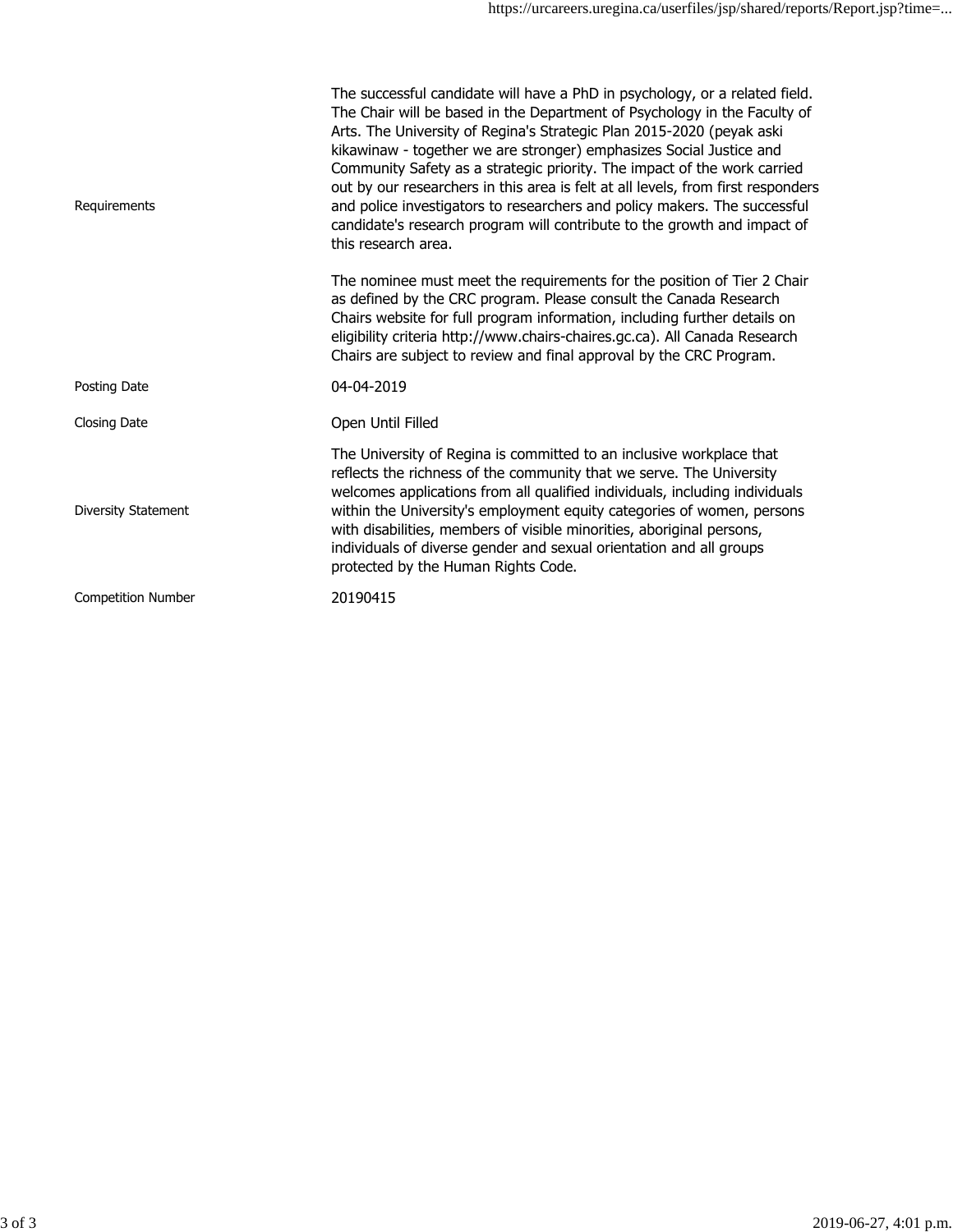| | |
|---|---|
| Requirements | The successful candidate will have a PhD in psychology, or a related field. The Chair will be based in the Department of Psychology in the Faculty of Arts. The University of Regina's Strategic Plan 2015-2020 (peyak aski kikawinaw - together we are stronger) emphasizes Social Justice and Community Safety as a strategic priority. The impact of the work carried out by our researchers in this area is felt at all levels, from first responders and police investigators to researchers and policy makers. The successful candidate's research program will contribute to the growth and impact of this research area.<br><br>The nominee must meet the requirements for the position of Tier 2 Chair as defined by the CRC program. Please consult the Canada Research Chairs website for full program information, including further details on eligibility criteria http://www.chairs-chaires.gc.ca). All Canada Research Chairs are subject to review and final approval by the CRC Program. |
| Posting Date | 04-04-2019 |
| Closing Date | Open Until Filled |
| Diversity Statement | The University of Regina is committed to an inclusive workplace that reflects the richness of the community that we serve. The University welcomes applications from all qualified individuals, including individuals within the University's employment equity categories of women, persons with disabilities, members of visible minorities, aboriginal persons, individuals of diverse gender and sexual orientation and all groups protected by the Human Rights Code. |
| Competition Number | 20190415 |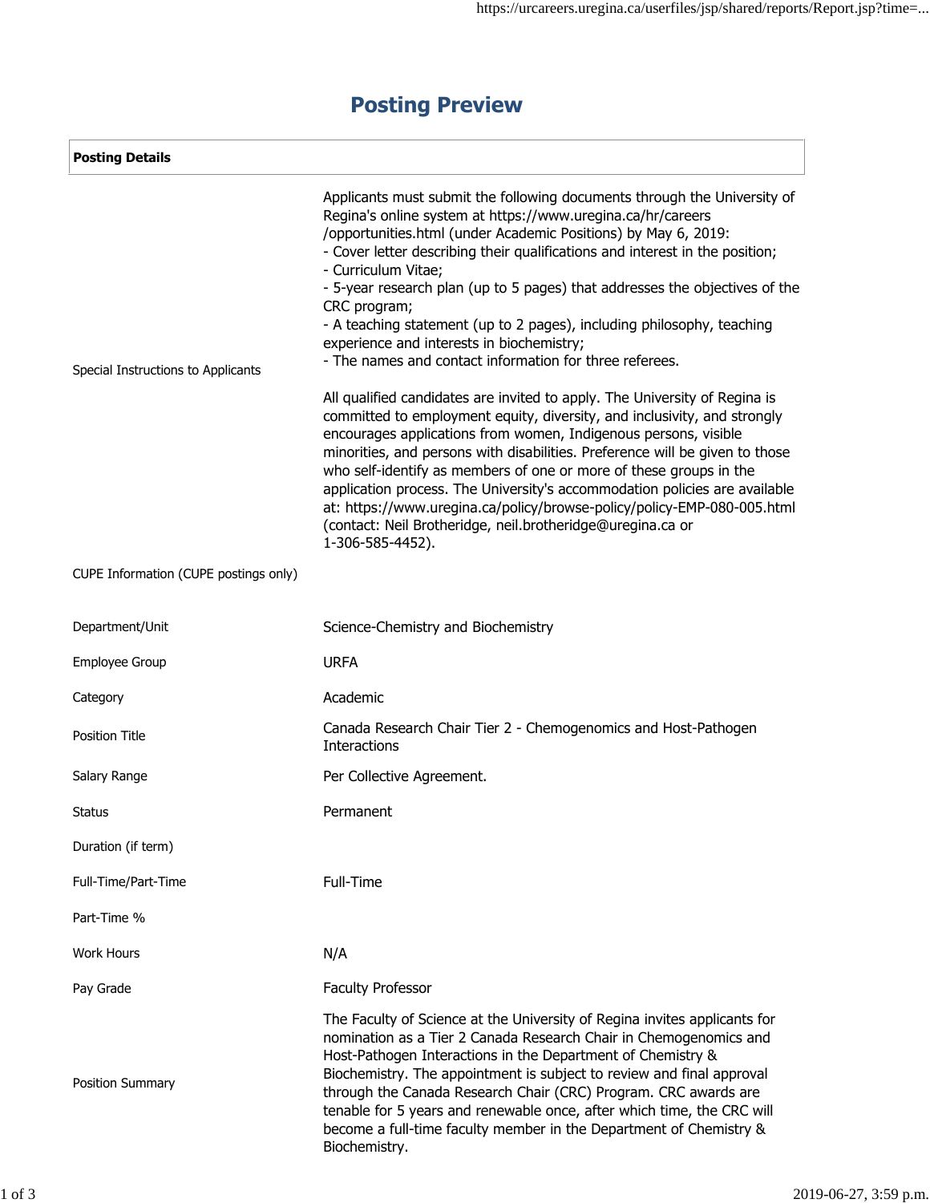# Posting Preview

| Posting Details | |
|---|---|
| Special Instructions to Applicants | Applicants must submit the following documents through the University of Regina's online system at https://www.uregina.ca/hr/careers/opportunities.html (under Academic Positions) by May 6, 2019:<br>- Cover letter describing their qualifications and interest in the position;<br>- Curriculum Vitae;<br>- 5-year research plan (up to 5 pages) that addresses the objectives of the CRC program;<br>- A teaching statement (up to 2 pages), including philosophy, teaching experience and interests in biochemistry;<br>- The names and contact information for three referees.<br><br>All qualified candidates are invited to apply. The University of Regina is committed to employment equity, diversity, and inclusivity, and strongly encourages applications from women, Indigenous persons, visible minorities, and persons with disabilities. Preference will be given to those who self-identify as members of one or more of these groups in the application process. The University's accommodation policies are available at: https://www.uregina.ca/policy/browse-policy/policy-EMP-080-005.html (contact: Neil Brotheridge, neil.brotheridge@uregina.ca or 1-306-585-4452). |
| CUPE Information (CUPE postings only) | |
| Department/Unit | Science-Chemistry and Biochemistry |
| Employee Group | URFA |
| Category | Academic |
| Position Title | Canada Research Chair Tier 2 - Chemogenomics and Host-Pathogen Interactions |
| Salary Range | Per Collective Agreement. |
| Status | Permanent |
| Duration (if term) | |
| Full-Time/Part-Time | Full-Time |
| Part-Time % | |
| Work Hours | N/A |
| Pay Grade | Faculty Professor |
| Position Summary | The Faculty of Science at the University of Regina invites applicants for nomination as a Tier 2 Canada Research Chair in Chemogenomics and Host-Pathogen Interactions in the Department of Chemistry & Biochemistry. The appointment is subject to review and final approval through the Canada Research Chair (CRC) Program. CRC awards are tenable for 5 years and renewable once, after which time, the CRC will become a full-time faculty member in the Department of Chemistry & Biochemistry. |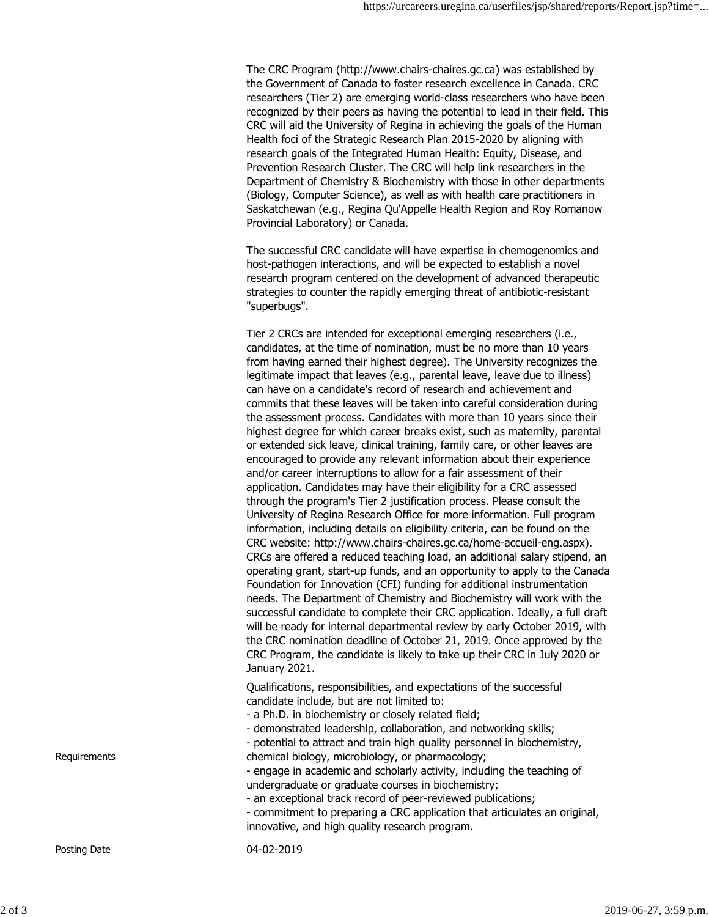The CRC Program (http://www.chairs-chaires.gc.ca) was established by the Government of Canada to foster research excellence in Canada. CRC researchers (Tier 2) are emerging world-class researchers who have been recognized by their peers as having the potential to lead in their field. This CRC will aid the University of Regina in achieving the goals of the Human Health foci of the Strategic Research Plan 2015-2020 by aligning with research goals of the Integrated Human Health: Equity, Disease, and Prevention Research Cluster. The CRC will help link researchers in the Department of Chemistry & Biochemistry with those in other departments (Biology, Computer Science), as well as with health care practitioners in Saskatchewan (e.g., Regina Qu'Appelle Health Region and Roy Romanow Provincial Laboratory) or Canada.

The successful CRC candidate will have expertise in chemogenomics and host-pathogen interactions, and will be expected to establish a novel research program centered on the development of advanced therapeutic strategies to counter the rapidly emerging threat of antibiotic-resistant "superbugs".

Tier 2 CRCs are intended for exceptional emerging researchers (i.e., candidates, at the time of nomination, must be no more than 10 years from having earned their highest degree). The University recognizes the legitimate impact that leaves (e.g., parental leave, leave due to illness) can have on a candidate's record of research and achievement and commits that these leaves will be taken into careful consideration during the assessment process. Candidates with more than 10 years since their highest degree for which career breaks exist, such as maternity, parental or extended sick leave, clinical training, family care, or other leaves are encouraged to provide any relevant information about their experience and/or career interruptions to allow for a fair assessment of their application. Candidates may have their eligibility for a CRC assessed through the program's Tier 2 justification process. Please consult the University of Regina Research Office for more information. Full program information, including details on eligibility criteria, can be found on the CRC website: http://www.chairs-chaires.gc.ca/home-accueil-eng.aspx). CRCs are offered a reduced teaching load, an additional salary stipend, an operating grant, start-up funds, and an opportunity to apply to the Canada Foundation for Innovation (CFI) funding for additional instrumentation needs. The Department of Chemistry and Biochemistry will work with the successful candidate to complete their CRC application. Ideally, a full draft will be ready for internal departmental review by early October 2019, with the CRC nomination deadline of October 21, 2019. Once approved by the CRC Program, the candidate is likely to take up their CRC in July 2020 or January 2021.

**Requirements**

Qualifications, responsibilities, and expectations of the successful candidate include, but are not limited to:
- a Ph.D. in biochemistry or closely related field;
- demonstrated leadership, collaboration, and networking skills;
- potential to attract and train high quality personnel in biochemistry, chemical biology, microbiology, or pharmacology;
- engage in academic and scholarly activity, including the teaching of undergraduate or graduate courses in biochemistry;
- an exceptional track record of peer-reviewed publications;
- commitment to preparing a CRC application that articulates an original, innovative, and high quality research program.

**Posting Date** 04-02-2019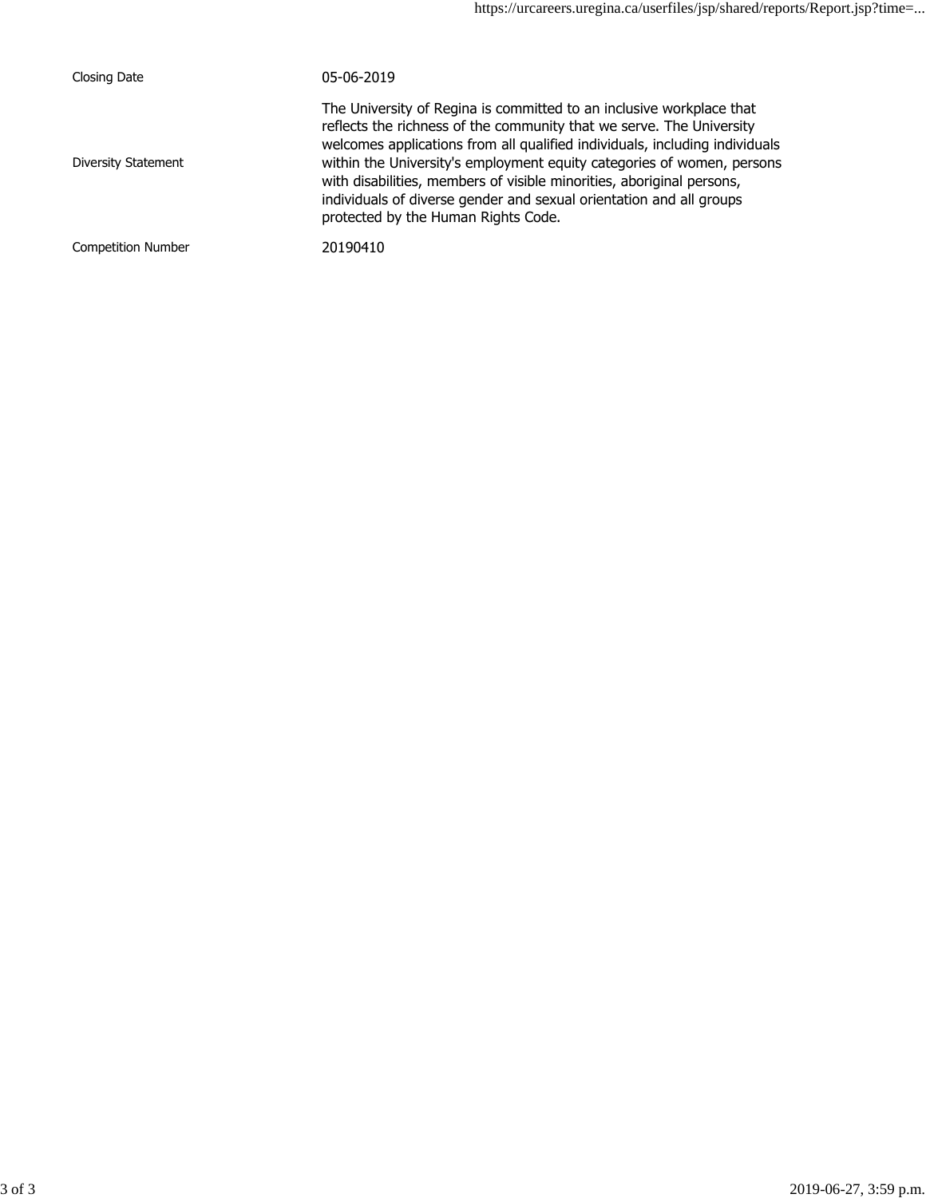| | |
|---|---|
| Closing Date | 05-06-2019 |
| Diversity Statement | The University of Regina is committed to an inclusive workplace that reflects the richness of the community that we serve. The University welcomes applications from all qualified individuals, including individuals within the University's employment equity categories of women, persons with disabilities, members of visible minorities, aboriginal persons, individuals of diverse gender and sexual orientation and all groups protected by the Human Rights Code. |
| Competition Number | 20190410 |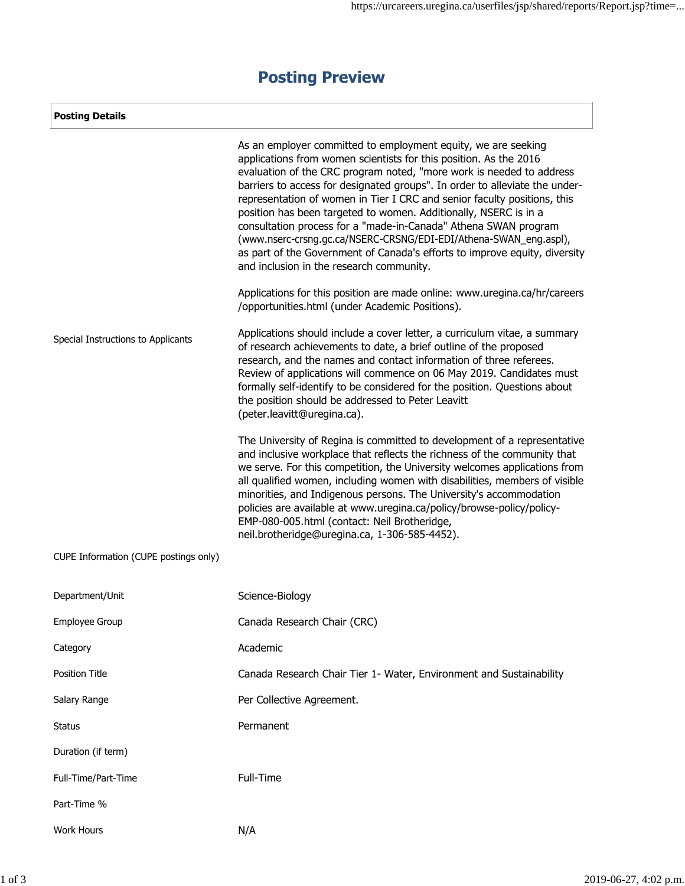# Posting Preview

| Posting Details | |
|---|---|
| Special Instructions to Applicants | As an employer committed to employment equity, we are seeking applications from women scientists for this position. As the 2016 evaluation of the CRC program noted, "more work is needed to address barriers to access for designated groups". In order to alleviate the under-representation of women in Tier I CRC and senior faculty positions, this position has been targeted to women. Additionally, NSERC is in a consultation process for a "made-in-Canada" Athena SWAN program (www.nserc-crsng.gc.ca/NSERC-CRSNG/EDI-EDI/Athena-SWAN_eng.aspl), as part of the Government of Canada's efforts to improve equity, diversity and inclusion in the research community.<br><br>Applications for this position are made online: www.uregina.ca/hr/careers/opportunities.html (under Academic Positions).<br><br>Applications should include a cover letter, a curriculum vitae, a summary of research achievements to date, a brief outline of the proposed research, and the names and contact information of three referees. Review of applications will commence on 06 May 2019. Candidates must formally self-identify to be considered for the position. Questions about the position should be addressed to Peter Leavitt (peter.leavitt@uregina.ca).<br><br>The University of Regina is committed to development of a representative and inclusive workplace that reflects the richness of the community that we serve. For this competition, the University welcomes applications from all qualified women, including women with disabilities, members of visible minorities, and Indigenous persons. The University's accommodation policies are available at www.uregina.ca/policy/browse-policy/policy-EMP-080-005.html (contact: Neil Brotheridge, neil.brotheridge@uregina.ca, 1-306-585-4452). |
| CUPE Information (CUPE postings only) | |
| Department/Unit | Science-Biology |
| Employee Group | Canada Research Chair (CRC) |
| Category | Academic |
| Position Title | Canada Research Chair Tier 1- Water, Environment and Sustainability |
| Salary Range | Per Collective Agreement. |
| Status | Permanent |
| Duration (if term) | |
| Full-Time/Part-Time | Full-Time |
| Part-Time % | |
| Work Hours | N/A |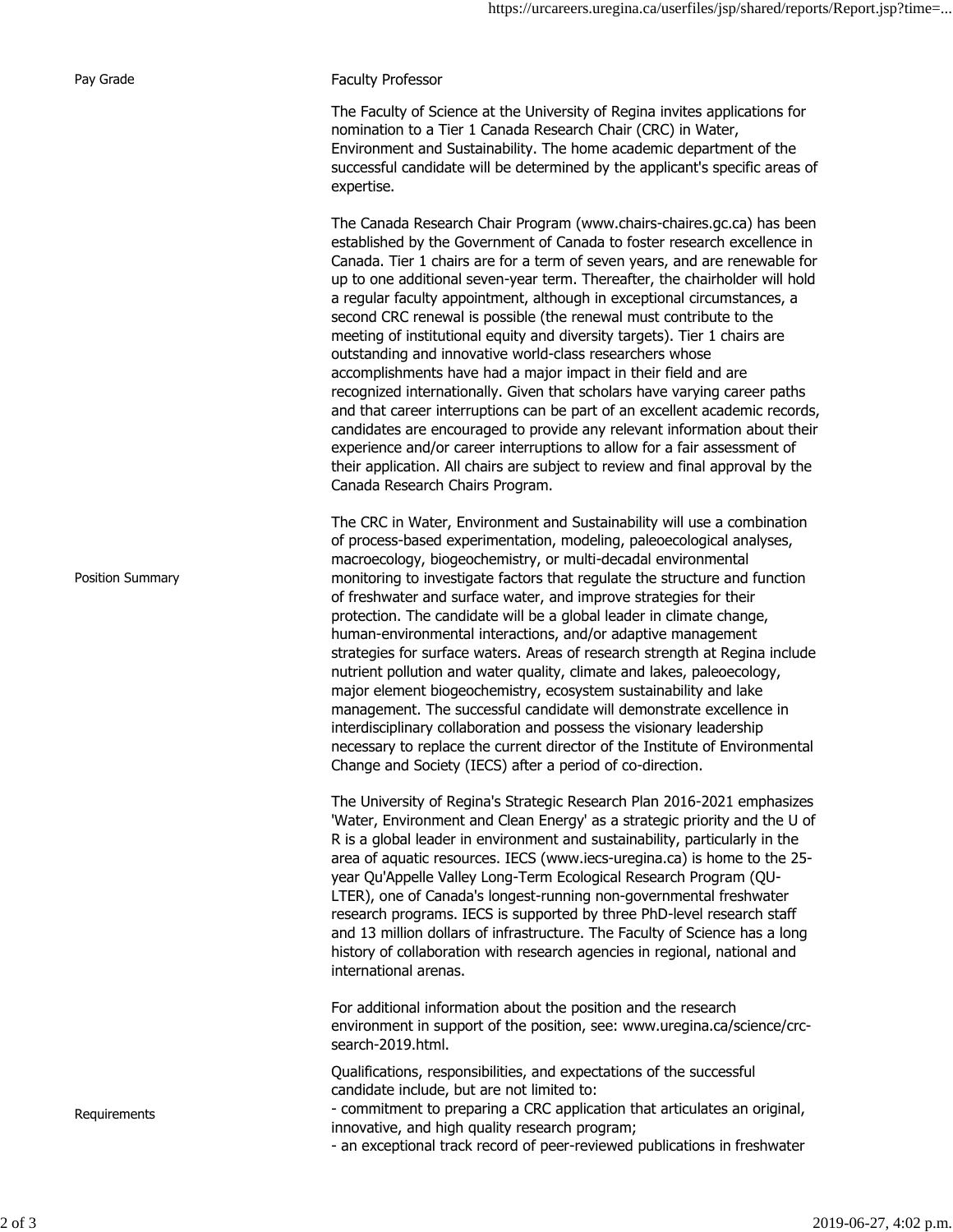| | |
|---|---|
| Pay Grade | Faculty Professor |
| Position Summary | The Faculty of Science at the University of Regina invites applications for nomination to a Tier 1 Canada Research Chair (CRC) in Water, Environment and Sustainability. The home academic department of the successful candidate will be determined by the applicant's specific areas of expertise.<br><br>The Canada Research Chair Program (www.chairs-chaires.gc.ca) has been established by the Government of Canada to foster research excellence in Canada. Tier 1 chairs are for a term of seven years, and are renewable for up to one additional seven-year term. Thereafter, the chairholder will hold a regular faculty appointment, although in exceptional circumstances, a second CRC renewal is possible (the renewal must contribute to the meeting of institutional equity and diversity targets). Tier 1 chairs are outstanding and innovative world-class researchers whose accomplishments have had a major impact in their field and are recognized internationally. Given that scholars have varying career paths and that career interruptions can be part of an excellent academic records, candidates are encouraged to provide any relevant information about their experience and/or career interruptions to allow for a fair assessment of their application. All chairs are subject to review and final approval by the Canada Research Chairs Program.<br><br>The CRC in Water, Environment and Sustainability will use a combination of process-based experimentation, modeling, paleoecological analyses, macroecology, biogeochemistry, or multi-decadal environmental monitoring to investigate factors that regulate the structure and function of freshwater and surface water, and improve strategies for their protection. The candidate will be a global leader in climate change, human-environmental interactions, and/or adaptive management strategies for surface waters. Areas of research strength at Regina include nutrient pollution and water quality, climate and lakes, paleoecology, major element biogeochemistry, ecosystem sustainability and lake management. The successful candidate will demonstrate excellence in interdisciplinary collaboration and possess the visionary leadership necessary to replace the current director of the Institute of Environmental Change and Society (IECS) after a period of co-direction.<br><br>The University of Regina's Strategic Research Plan 2016-2021 emphasizes 'Water, Environment and Clean Energy' as a strategic priority and the U of R is a global leader in environment and sustainability, particularly in the area of aquatic resources. IECS (www.iecs-uregina.ca) is home to the 25-year Qu'Appelle Valley Long-Term Ecological Research Program (QU-LTER), one of Canada's longest-running non-governmental freshwater research programs. IECS is supported by three PhD-level research staff and 13 million dollars of infrastructure. The Faculty of Science has a long history of collaboration with research agencies in regional, national and international arenas.<br><br>For additional information about the position and the research environment in support of the position, see: www.uregina.ca/science/crc-search-2019.html. |
| Requirements | Qualifications, responsibilities, and expectations of the successful candidate include, but are not limited to:<br>- commitment to preparing a CRC application that articulates an original, innovative, and high quality research program;<br>- an exceptional track record of peer-reviewed publications in freshwater |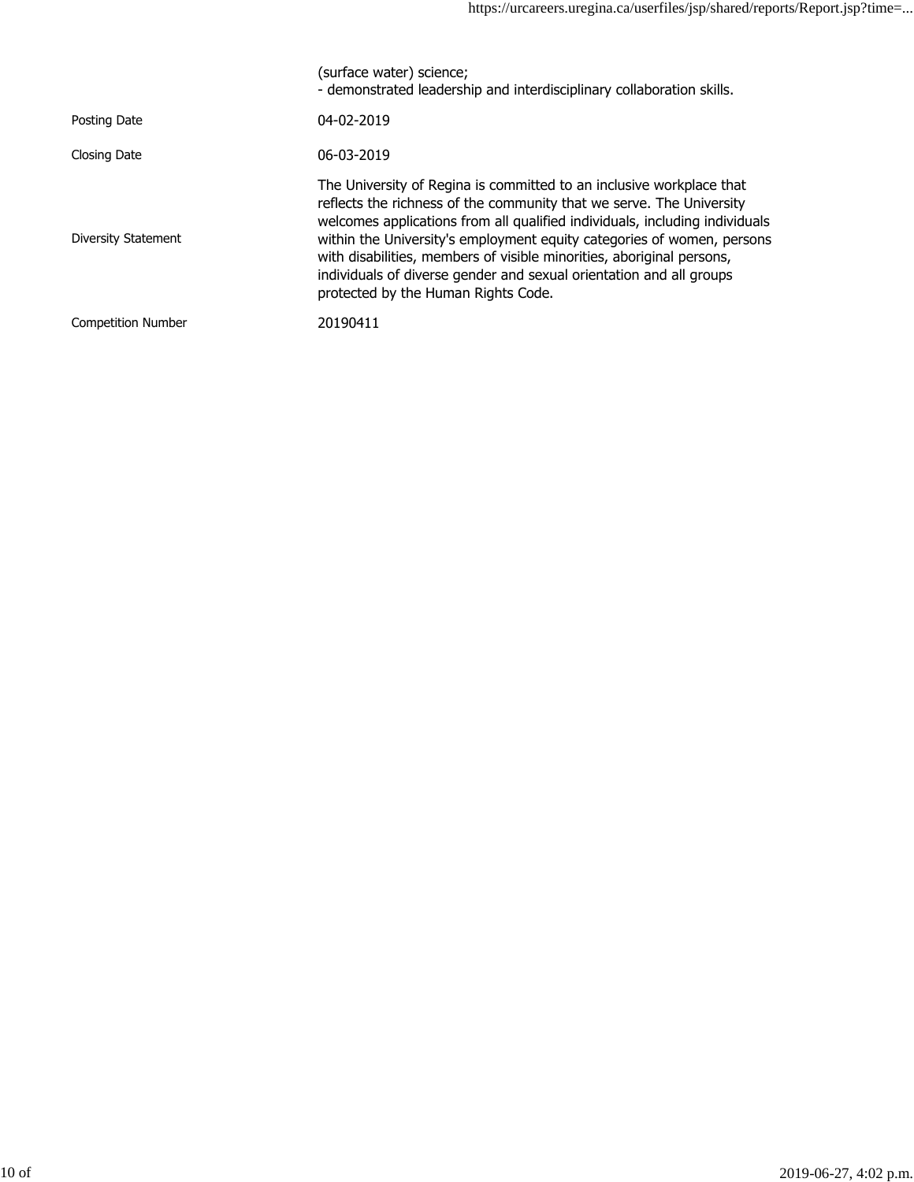|  |  |
| --- | --- |
|  | (surface water) science;<br>- demonstrated leadership and interdisciplinary collaboration skills. |
| Posting Date | 04-02-2019 |
| Closing Date | 06-03-2019 |
| Diversity Statement | The University of Regina is committed to an inclusive workplace that reflects the richness of the community that we serve. The University welcomes applications from all qualified individuals, including individuals within the University's employment equity categories of women, persons with disabilities, members of visible minorities, aboriginal persons, individuals of diverse gender and sexual orientation and all groups protected by the Human Rights Code. |
| Competition Number | 20190411 |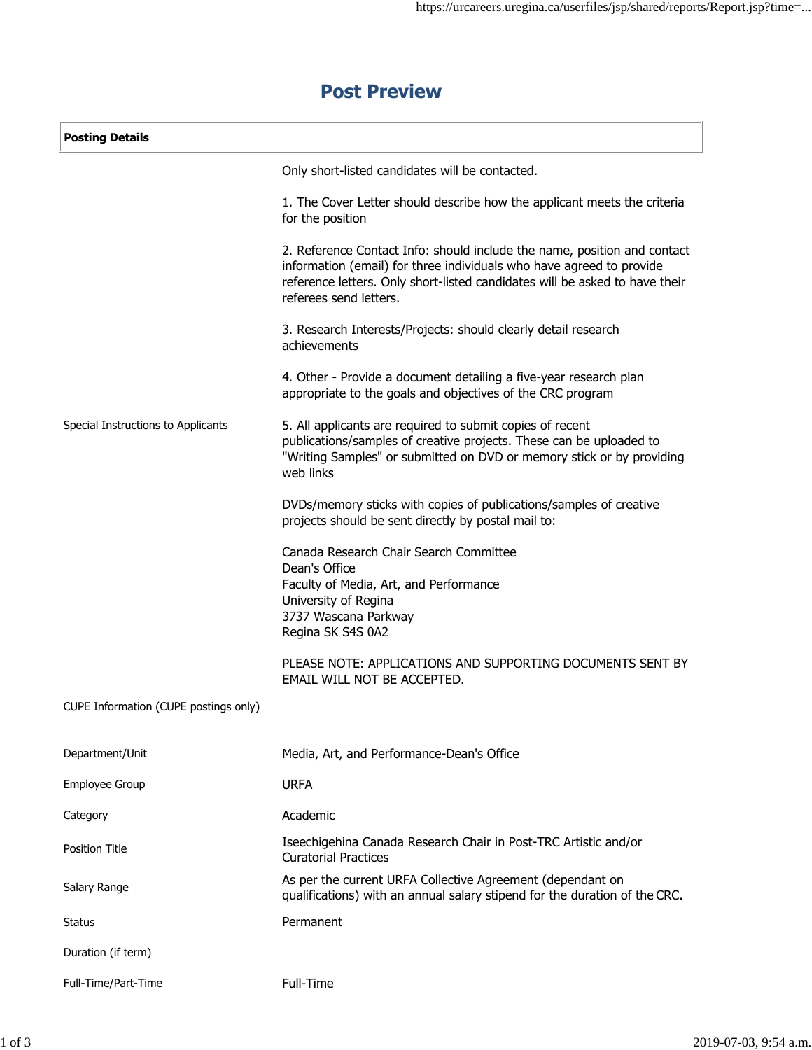# Post Preview

| Posting Details | |
|---|---|
| Special Instructions to Applicants | Only short-listed candidates will be contacted.<br><br>1. The Cover Letter should describe how the applicant meets the criteria for the position<br><br>2. Reference Contact Info: should include the name, position and contact information (email) for three individuals who have agreed to provide reference letters. Only short-listed candidates will be asked to have their referees send letters.<br><br>3. Research Interests/Projects: should clearly detail research achievements<br><br>4. Other - Provide a document detailing a five-year research plan appropriate to the goals and objectives of the CRC program<br><br>5. All applicants are required to submit copies of recent publications/samples of creative projects. These can be uploaded to "Writing Samples" or submitted on DVD or memory stick or by providing web links<br><br>DVDs/memory sticks with copies of publications/samples of creative projects should be sent directly by postal mail to:<br><br>Canada Research Chair Search Committee<br>Dean's Office<br>Faculty of Media, Art, and Performance<br>University of Regina<br>3737 Wascana Parkway<br>Regina SK S4S 0A2<br><br>PLEASE NOTE: APPLICATIONS AND SUPPORTING DOCUMENTS SENT BY EMAIL WILL NOT BE ACCEPTED. |
| CUPE Information (CUPE postings only) | |
| Department/Unit | Media, Art, and Performance-Dean's Office |
| Employee Group | URFA |
| Category | Academic |
| Position Title | Iseechigehina Canada Research Chair in Post-TRC Artistic and/or Curatorial Practices |
| Salary Range | As per the current URFA Collective Agreement (dependant on qualifications) with an annual salary stipend for the duration of the CRC. |
| Status | Permanent |
| Duration (if term) | |
| Full-Time/Part-Time | Full-Time |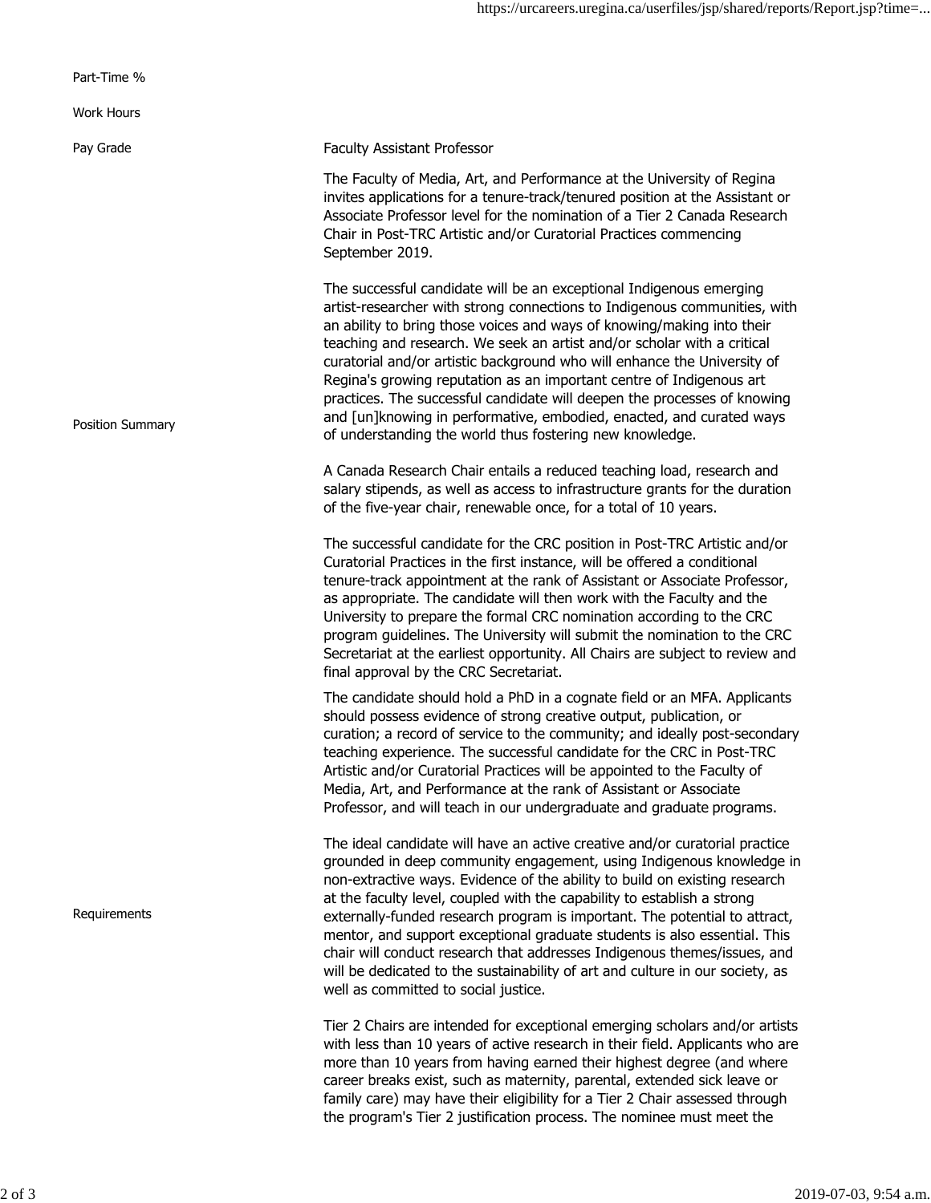| | |
|---|---|
| Part-Time % | |
| Work Hours | |
| Pay Grade | Faculty Assistant Professor |
| Position Summary | The Faculty of Media, Art, and Performance at the University of Regina invites applications for a tenure-track/tenured position at the Assistant or Associate Professor level for the nomination of a Tier 2 Canada Research Chair in Post-TRC Artistic and/or Curatorial Practices commencing September 2019.<br><br>The successful candidate will be an exceptional Indigenous emerging artist-researcher with strong connections to Indigenous communities, with an ability to bring those voices and ways of knowing/making into their teaching and research. We seek an artist and/or scholar with a critical curatorial and/or artistic background who will enhance the University of Regina's growing reputation as an important centre of Indigenous art practices. The successful candidate will deepen the processes of knowing and [un]knowing in performative, embodied, enacted, and curated ways of understanding the world thus fostering new knowledge.<br><br>A Canada Research Chair entails a reduced teaching load, research and salary stipends, as well as access to infrastructure grants for the duration of the five-year chair, renewable once, for a total of 10 years.<br><br>The successful candidate for the CRC position in Post-TRC Artistic and/or Curatorial Practices in the first instance, will be offered a conditional tenure-track appointment at the rank of Assistant or Associate Professor, as appropriate. The candidate will then work with the Faculty and the University to prepare the formal CRC nomination according to the CRC program guidelines. The University will submit the nomination to the CRC Secretariat at the earliest opportunity. All Chairs are subject to review and final approval by the CRC Secretariat. |
| Requirements | The candidate should hold a PhD in a cognate field or an MFA. Applicants should possess evidence of strong creative output, publication, or curation; a record of service to the community; and ideally post-secondary teaching experience. The successful candidate for the CRC in Post-TRC Artistic and/or Curatorial Practices will be appointed to the Faculty of Media, Art, and Performance at the rank of Assistant or Associate Professor, and will teach in our undergraduate and graduate programs.<br><br>The ideal candidate will have an active creative and/or curatorial practice grounded in deep community engagement, using Indigenous knowledge in non-extractive ways. Evidence of the ability to build on existing research at the faculty level, coupled with the capability to establish a strong externally-funded research program is important. The potential to attract, mentor, and support exceptional graduate students is also essential. This chair will conduct research that addresses Indigenous themes/issues, and will be dedicated to the sustainability of art and culture in our society, as well as committed to social justice.<br><br>Tier 2 Chairs are intended for exceptional emerging scholars and/or artists with less than 10 years of active research in their field. Applicants who are more than 10 years from having earned their highest degree (and where career breaks exist, such as maternity, parental, extended sick leave or family care) may have their eligibility for a Tier 2 Chair assessed through the program's Tier 2 justification process. The nominee must meet the |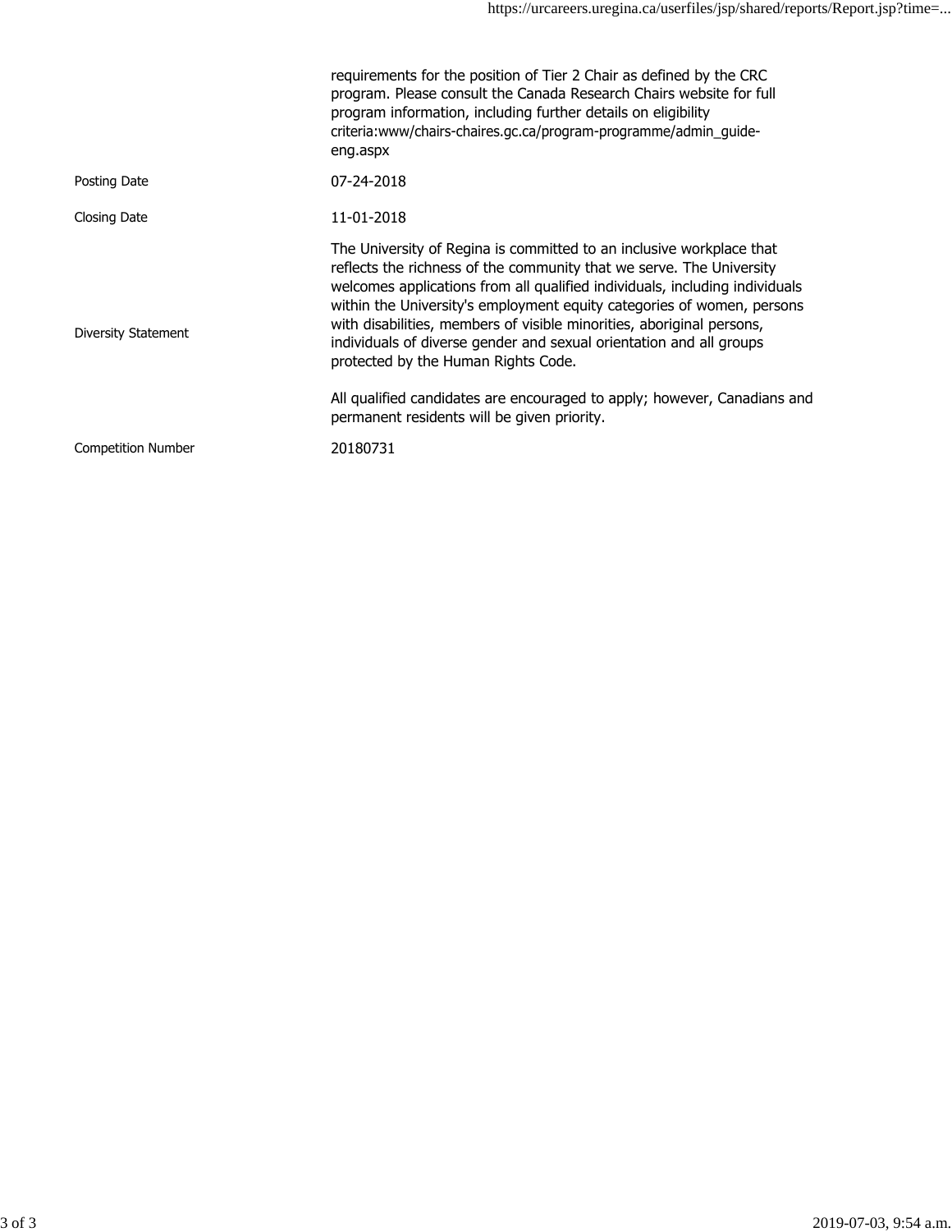| | |
|---|---|
| | requirements for the position of Tier 2 Chair as defined by the CRC program. Please consult the Canada Research Chairs website for full program information, including further details on eligibility criteria:www/chairs-chaires.gc.ca/program-programme/admin_guide-eng.aspx |
| Posting Date | 07-24-2018 |
| Closing Date | 11-01-2018 |
| Diversity Statement | The University of Regina is committed to an inclusive workplace that reflects the richness of the community that we serve. The University welcomes applications from all qualified individuals, including individuals within the University's employment equity categories of women, persons with disabilities, members of visible minorities, aboriginal persons, individuals of diverse gender and sexual orientation and all groups protected by the Human Rights Code.<br><br>All qualified candidates are encouraged to apply; however, Canadians and permanent residents will be given priority. |
| Competition Number | 20180731 |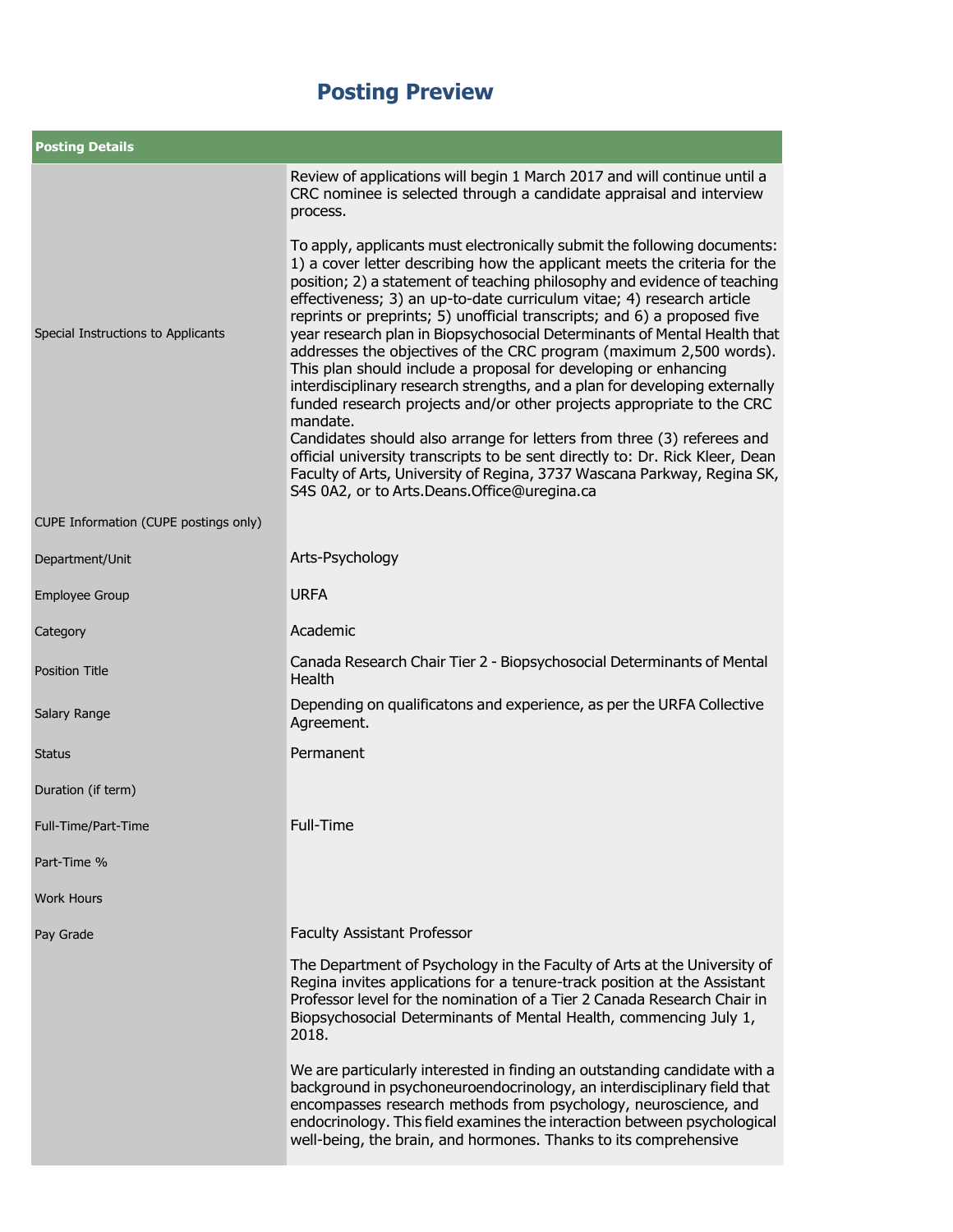# Posting Preview

| Posting Details | |
|---|---|
| Special Instructions to Applicants | Review of applications will begin 1 March 2017 and will continue until a CRC nominee is selected through a candidate appraisal and interview process.<br><br>To apply, applicants must electronically submit the following documents: 1) a cover letter describing how the applicant meets the criteria for the position; 2) a statement of teaching philosophy and evidence of teaching effectiveness; 3) an up-to-date curriculum vitae; 4) research article reprints or preprints; 5) unofficial transcripts; and 6) a proposed five year research plan in Biopsychosocial Determinants of Mental Health that addresses the objectives of the CRC program (maximum 2,500 words). This plan should include a proposal for developing or enhancing interdisciplinary research strengths, and a plan for developing externally funded research projects and/or other projects appropriate to the CRC mandate.<br>Candidates should also arrange for letters from three (3) referees and official university transcripts to be sent directly to: Dr. Rick Kleer, Dean Faculty of Arts, University of Regina, 3737 Wascana Parkway, Regina SK, S4S 0A2, or to Arts.Deans.Office@uregina.ca |
| CUPE Information (CUPE postings only) | |
| Department/Unit | Arts-Psychology |
| Employee Group | URFA |
| Category | Academic |
| Position Title | Canada Research Chair Tier 2 - Biopsychosocial Determinants of Mental Health |
| Salary Range | Depending on qualificatons and experience, as per the URFA Collective Agreement. |
| Status | Permanent |
| Duration (if term) | |
| Full-Time/Part-Time | Full-Time |
| Part-Time % | |
| Work Hours | |
| Pay Grade | Faculty Assistant Professor |
| | The Department of Psychology in the Faculty of Arts at the University of Regina invites applications for a tenure-track position at the Assistant Professor level for the nomination of a Tier 2 Canada Research Chair in Biopsychosocial Determinants of Mental Health, commencing July 1, 2018.<br><br>We are particularly interested in finding an outstanding candidate with a background in psychoneuroendocrinology, an interdisciplinary field that encompasses research methods from psychology, neuroscience, and endocrinology. This field examines the interaction between psychological well-being, the brain, and hormones. Thanks to its comprehensive |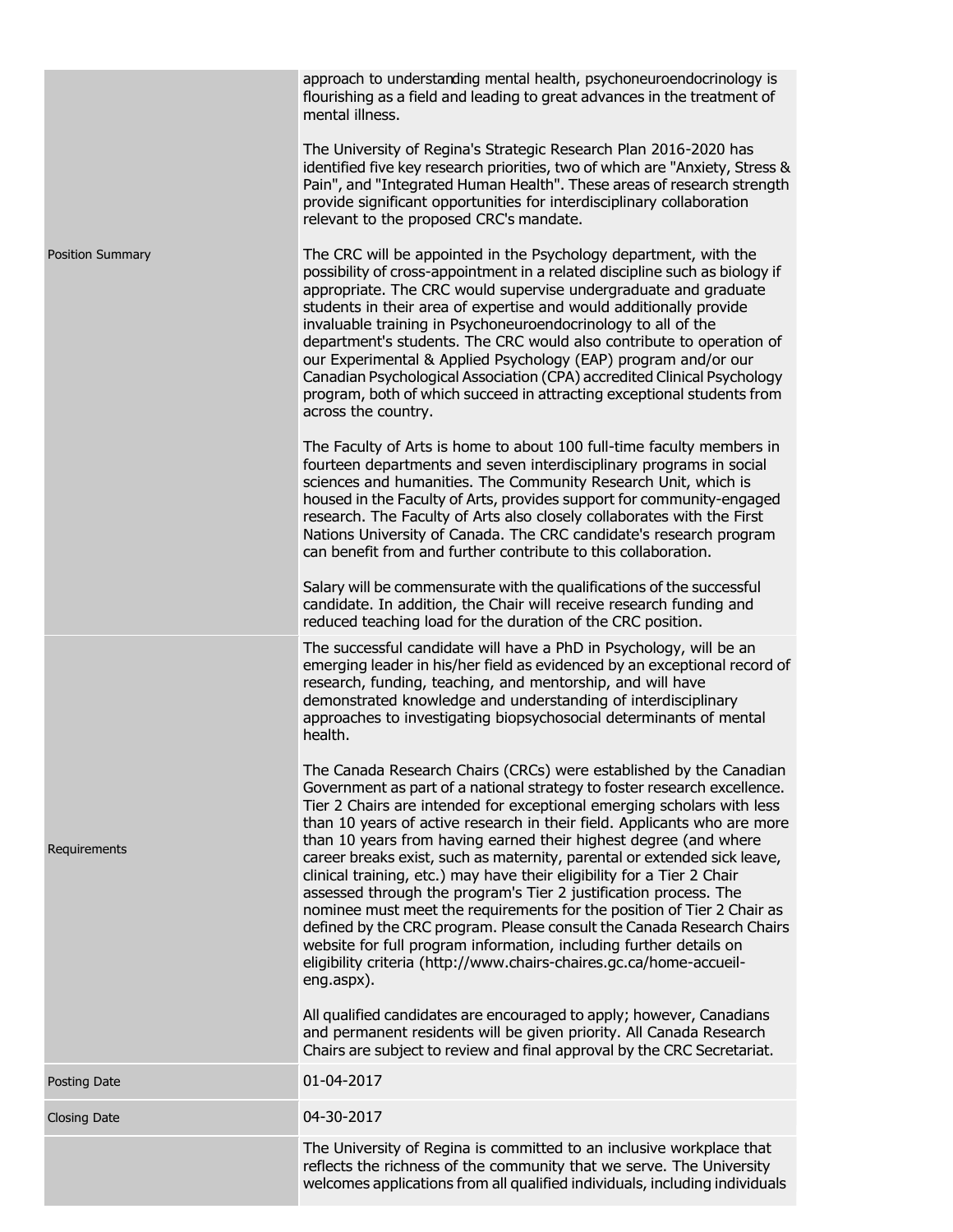| | |
|---|---|
| | approach to understanding mental health, psychoneuroendocrinology is flourishing as a field and leading to great advances in the treatment of mental illness.<br><br>The University of Regina's Strategic Research Plan 2016-2020 has identified five key research priorities, two of which are "Anxiety, Stress & Pain", and "Integrated Human Health". These areas of research strength provide significant opportunities for interdisciplinary collaboration relevant to the proposed CRC's mandate. |
| Position Summary | The CRC will be appointed in the Psychology department, with the possibility of cross-appointment in a related discipline such as biology if appropriate. The CRC would supervise undergraduate and graduate students in their area of expertise and would additionally provide invaluable training in Psychoneuroendocrinology to all of the department's students. The CRC would also contribute to operation of our Experimental & Applied Psychology (EAP) program and/or our Canadian Psychological Association (CPA) accredited Clinical Psychology program, both of which succeed in attracting exceptional students from across the country.<br><br>The Faculty of Arts is home to about 100 full-time faculty members in fourteen departments and seven interdisciplinary programs in social sciences and humanities. The Community Research Unit, which is housed in the Faculty of Arts, provides support for community-engaged research. The Faculty of Arts also closely collaborates with the First Nations University of Canada. The CRC candidate's research program can benefit from and further contribute to this collaboration.<br><br>Salary will be commensurate with the qualifications of the successful candidate. In addition, the Chair will receive research funding and reduced teaching load for the duration of the CRC position. |
| Requirements | The successful candidate will have a PhD in Psychology, will be an emerging leader in his/her field as evidenced by an exceptional record of research, funding, teaching, and mentorship, and will have demonstrated knowledge and understanding of interdisciplinary approaches to investigating biopsychosocial determinants of mental health.<br><br>The Canada Research Chairs (CRCs) were established by the Canadian Government as part of a national strategy to foster research excellence. Tier 2 Chairs are intended for exceptional emerging scholars with less than 10 years of active research in their field. Applicants who are more than 10 years from having earned their highest degree (and where career breaks exist, such as maternity, parental or extended sick leave, clinical training, etc.) may have their eligibility for a Tier 2 Chair assessed through the program's Tier 2 justification process. The nominee must meet the requirements for the position of Tier 2 Chair as defined by the CRC program. Please consult the Canada Research Chairs website for full program information, including further details on eligibility criteria (http://www.chairs-chaires.gc.ca/home-accueil-eng.aspx).<br><br>All qualified candidates are encouraged to apply; however, Canadians and permanent residents will be given priority. All Canada Research Chairs are subject to review and final approval by the CRC Secretariat. |
| Posting Date | 01-04-2017 |
| Closing Date | 04-30-2017 |
| | The University of Regina is committed to an inclusive workplace that reflects the richness of the community that we serve. The University welcomes applications from all qualified individuals, including individuals |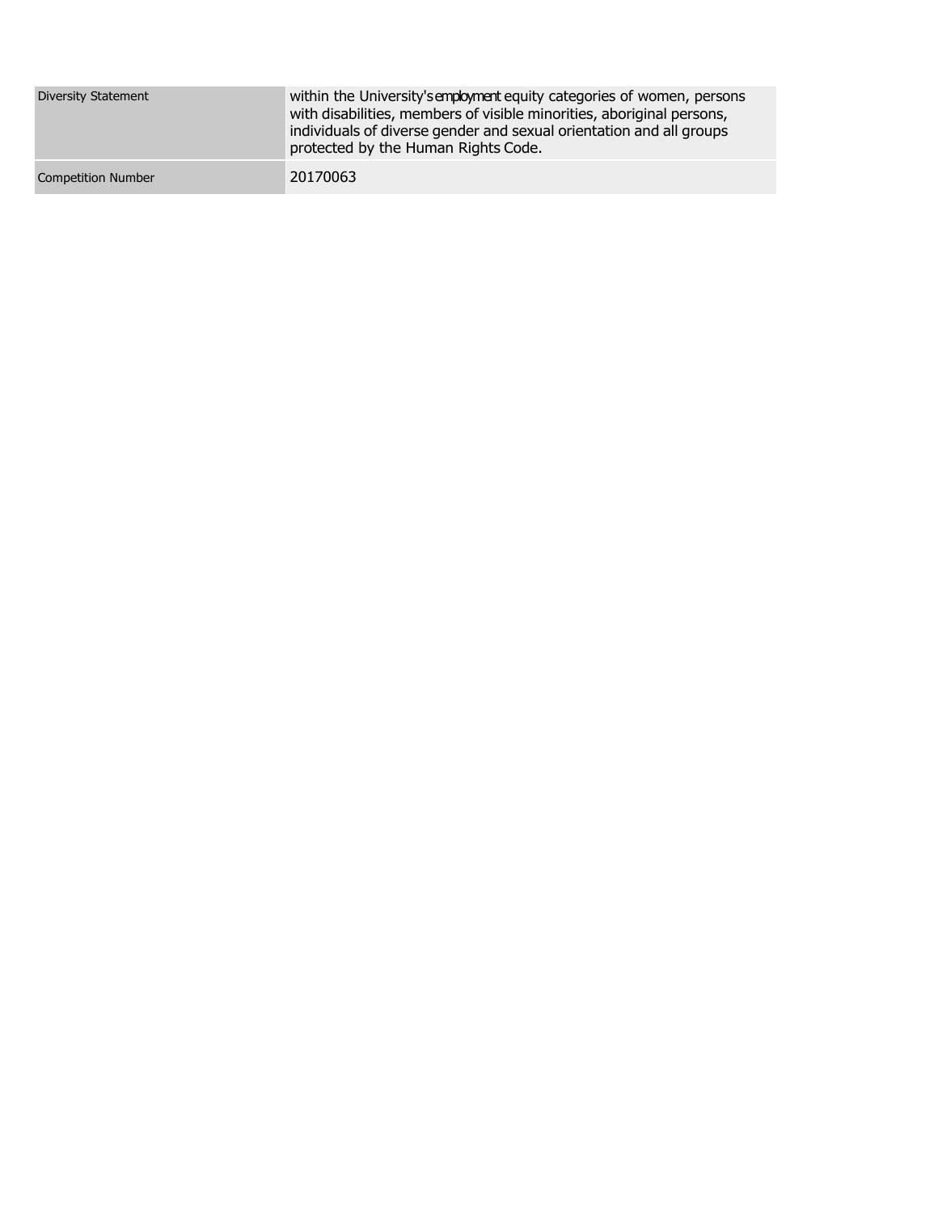| | |
|---|---|
| Diversity Statement | within the University's employment equity categories of women, persons with disabilities, members of visible minorities, aboriginal persons, individuals of diverse gender and sexual orientation and all groups protected by the Human Rights Code. |
| Competition Number | 20170063 |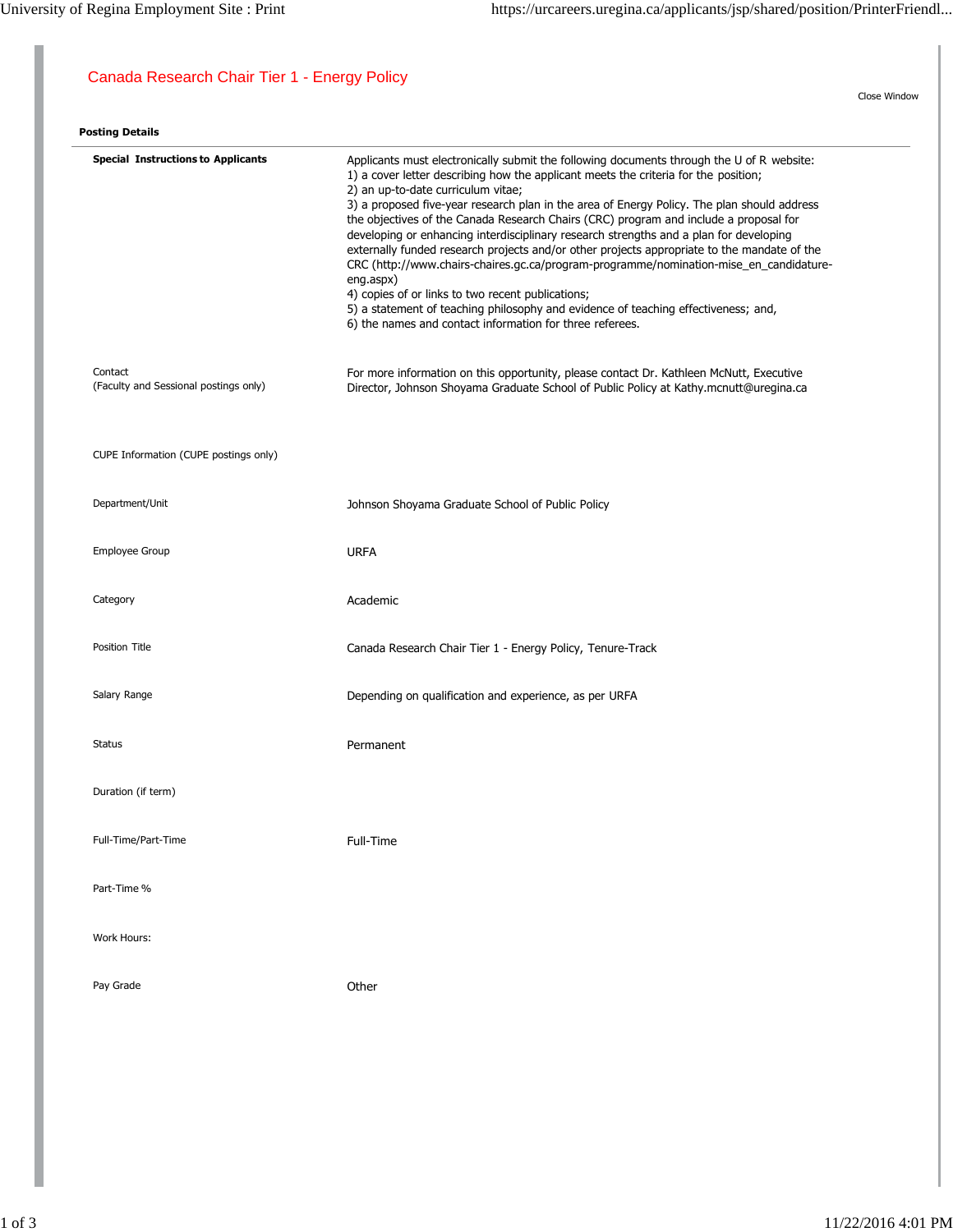# Canada Research Chair Tier 1 - Energy Policy

Close Window

**Posting Details**

| | |
|---|---|
| **Special Instructions to Applicants** | Applicants must electronically submit the following documents through the U of R website:<br>1) a cover letter describing how the applicant meets the criteria for the position;<br>2) an up-to-date curriculum vitae;<br>3) a proposed five-year research plan in the area of Energy Policy. The plan should address the objectives of the Canada Research Chairs (CRC) program and include a proposal for developing or enhancing interdisciplinary research strengths and a plan for developing externally funded research projects and/or other projects appropriate to the mandate of the CRC (http://www.chairs-chaires.gc.ca/program-programme/nomination-mise_en_candidature-eng.aspx)<br>4) copies of or links to two recent publications;<br>5) a statement of teaching philosophy and evidence of teaching effectiveness; and,<br>6) the names and contact information for three referees. |
| Contact (Faculty and Sessional postings only) | For more information on this opportunity, please contact Dr. Kathleen McNutt, Executive Director, Johnson Shoyama Graduate School of Public Policy at Kathy.mcnutt@uregina.ca |
| CUPE Information (CUPE postings only) | |
| Department/Unit | Johnson Shoyama Graduate School of Public Policy |
| Employee Group | URFA |
| Category | Academic |
| Position Title | Canada Research Chair Tier 1 - Energy Policy, Tenure-Track |
| Salary Range | Depending on qualification and experience, as per URFA |
| Status | Permanent |
| Duration (if term) | |
| Full-Time/Part-Time | Full-Time |
| Part-Time % | |
| Work Hours: | |
| Pay Grade | Other |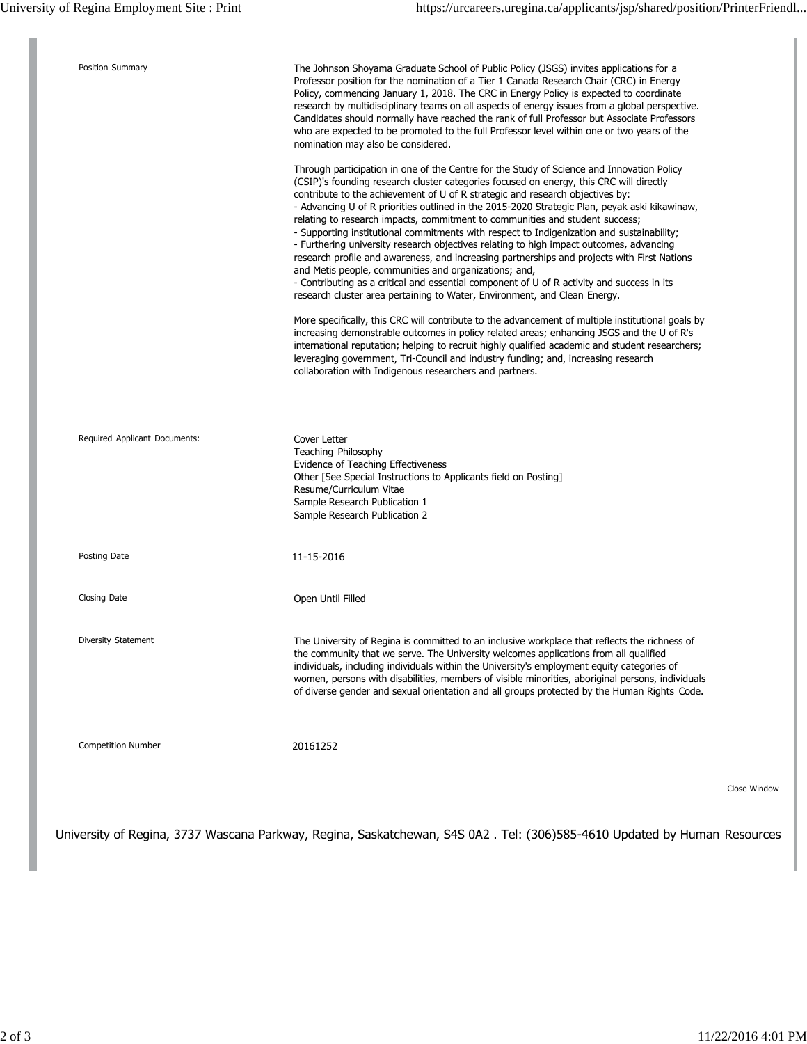| | |
|---|---|
| Position Summary | The Johnson Shoyama Graduate School of Public Policy (JSGS) invites applications for a Professor position for the nomination of a Tier 1 Canada Research Chair (CRC) in Energy Policy, commencing January 1, 2018. The CRC in Energy Policy is expected to coordinate research by multidisciplinary teams on all aspects of energy issues from a global perspective. Candidates should normally have reached the rank of full Professor but Associate Professors who are expected to be promoted to the full Professor level within one or two years of the nomination may also be considered.<br><br>Through participation in one of the Centre for the Study of Science and Innovation Policy (CSIP)'s founding research cluster categories focused on energy, this CRC will directly contribute to the achievement of U of R strategic and research objectives by:<br>- Advancing U of R priorities outlined in the 2015-2020 Strategic Plan, peyak aski kikawinaw, relating to research impacts, commitment to communities and student success;<br>- Supporting institutional commitments with respect to Indigenization and sustainability;<br>- Furthering university research objectives relating to high impact outcomes, advancing research profile and awareness, and increasing partnerships and projects with First Nations and Metis people, communities and organizations; and,<br>- Contributing as a critical and essential component of U of R activity and success in its research cluster area pertaining to Water, Environment, and Clean Energy.<br><br>More specifically, this CRC will contribute to the advancement of multiple institutional goals by increasing demonstrable outcomes in policy related areas; enhancing JSGS and the U of R's international reputation; helping to recruit highly qualified academic and student researchers; leveraging government, Tri-Council and industry funding; and, increasing research collaboration with Indigenous researchers and partners. |
| Required Applicant Documents: | Cover Letter<br>Teaching Philosophy<br>Evidence of Teaching Effectiveness<br>Other [See Special Instructions to Applicants field on Posting]<br>Resume/Curriculum Vitae<br>Sample Research Publication 1<br>Sample Research Publication 2 |
| Posting Date | 11-15-2016 |
| Closing Date | Open Until Filled |
| Diversity Statement | The University of Regina is committed to an inclusive workplace that reflects the richness of the community that we serve. The University welcomes applications from all qualified individuals, including individuals within the University's employment equity categories of women, persons with disabilities, members of visible minorities, aboriginal persons, individuals of diverse gender and sexual orientation and all groups protected by the Human Rights Code. |
| Competition Number | 20161252 |

Close Window

University of Regina, 3737 Wascana Parkway, Regina, Saskatchewan, S4S 0A2 . Tel: (306)585-4610 Updated by Human Resources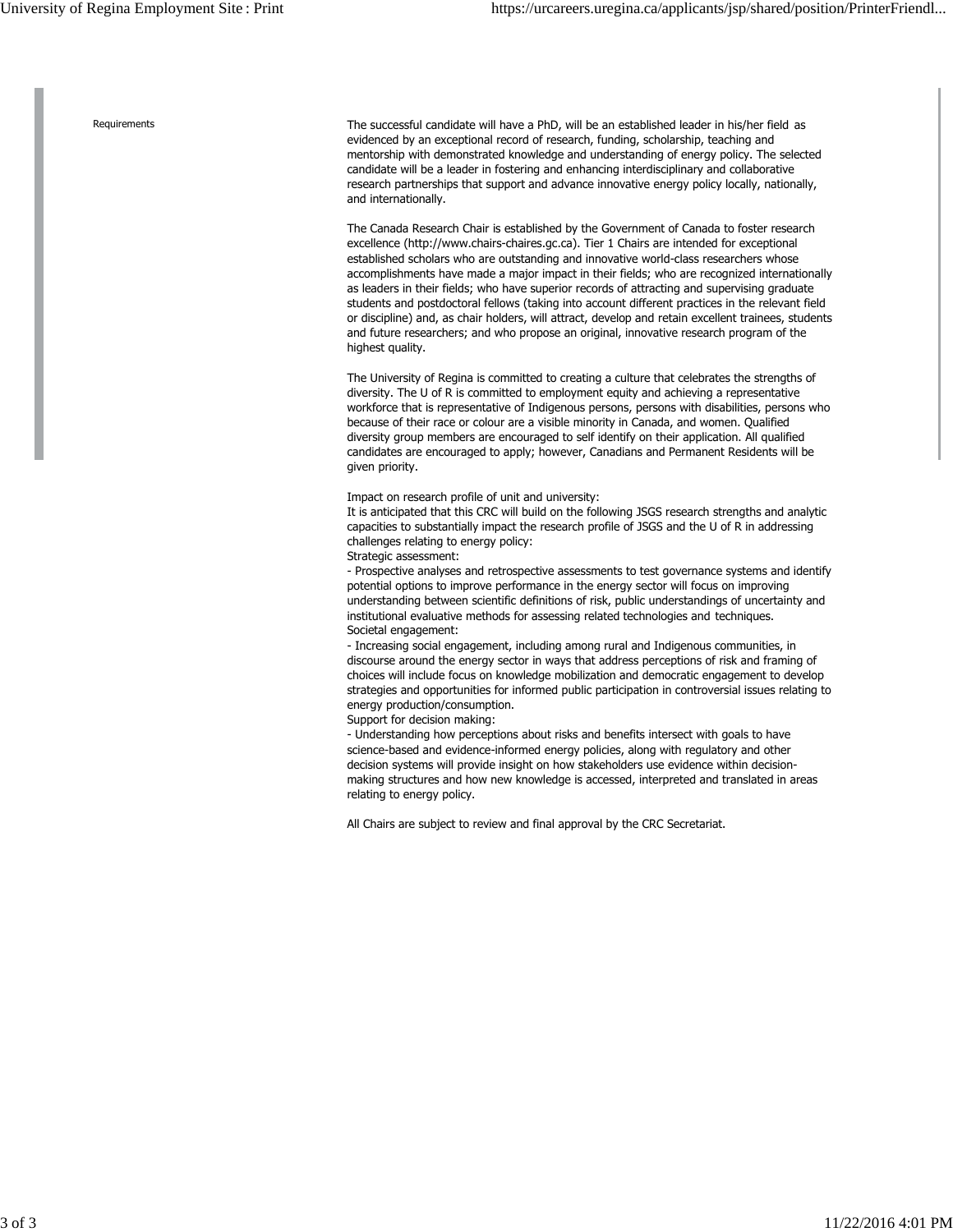**Requirements**

The successful candidate will have a PhD, will be an established leader in his/her field as evidenced by an exceptional record of research, funding, scholarship, teaching and mentorship with demonstrated knowledge and understanding of energy policy. The selected candidate will be a leader in fostering and enhancing interdisciplinary and collaborative research partnerships that support and advance innovative energy policy locally, nationally, and internationally.

The Canada Research Chair is established by the Government of Canada to foster research excellence (http://www.chairs-chaires.gc.ca). Tier 1 Chairs are intended for exceptional established scholars who are outstanding and innovative world-class researchers whose accomplishments have made a major impact in their fields; who are recognized internationally as leaders in their fields; who have superior records of attracting and supervising graduate students and postdoctoral fellows (taking into account different practices in the relevant field or discipline) and, as chair holders, will attract, develop and retain excellent trainees, students and future researchers; and who propose an original, innovative research program of the highest quality.

The University of Regina is committed to creating a culture that celebrates the strengths of diversity. The U of R is committed to employment equity and achieving a representative workforce that is representative of Indigenous persons, persons with disabilities, persons who because of their race or colour are a visible minority in Canada, and women. Qualified diversity group members are encouraged to self identify on their application. All qualified candidates are encouraged to apply; however, Canadians and Permanent Residents will be given priority.

Impact on research profile of unit and university:
It is anticipated that this CRC will build on the following JSGS research strengths and analytic capacities to substantially impact the research profile of JSGS and the U of R in addressing challenges relating to energy policy:
Strategic assessment:
- Prospective analyses and retrospective assessments to test governance systems and identify potential options to improve performance in the energy sector will focus on improving understanding between scientific definitions of risk, public understandings of uncertainty and institutional evaluative methods for assessing related technologies and techniques.

Societal engagement:
- Increasing social engagement, including among rural and Indigenous communities, in discourse around the energy sector in ways that address perceptions of risk and framing of choices will include focus on knowledge mobilization and democratic engagement to develop strategies and opportunities for informed public participation in controversial issues relating to energy production/consumption.

Support for decision making:
- Understanding how perceptions about risks and benefits intersect with goals to have science-based and evidence-informed energy policies, along with regulatory and other decision systems will provide insight on how stakeholders use evidence within decision-making structures and how new knowledge is accessed, interpreted and translated in areas relating to energy policy.

All Chairs are subject to review and final approval by the CRC Secretariat.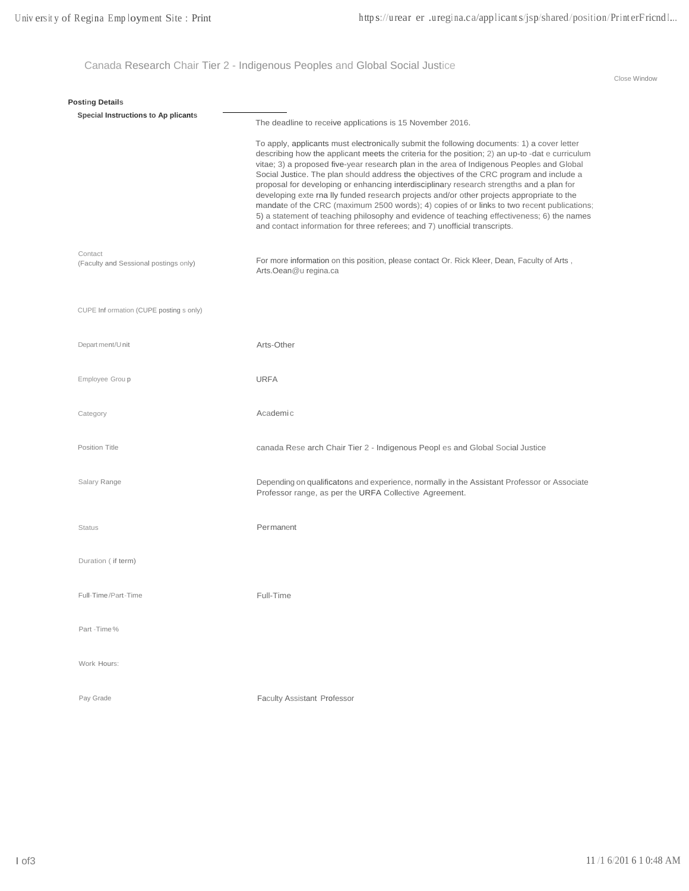Canada Research Chair Tier 2 - Indigenous Peoples and Global Social Justice

Close Window

**Posting Details**

| | |
|---|---|
| **Special Instructions to Applicants** | The deadline to receive applications is 15 November 2016.<br><br>To apply, applicants must electronically submit the following documents: 1) a cover letter describing how the applicant meets the criteria for the position; 2) an up-to-date curriculum vitae; 3) a proposed five-year research plan in the area of Indigenous Peoples and Global Social Justice. The plan should address the objectives of the CRC program and include a proposal for developing or enhancing interdisciplinary research strengths and a plan for developing externally funded research projects and/or other projects appropriate to the mandate of the CRC (maximum 2500 words); 4) copies of or links to two recent publications; 5) a statement of teaching philosophy and evidence of teaching effectiveness; 6) the names and contact information for three referees; and 7) unofficial transcripts. |
| Contact (Faculty and Sessional postings only) | For more information on this position, please contact Or. Rick Kleer, Dean, Faculty of Arts, Arts.Oean@u regina.ca |
| CUPE Information (CUPE postings only) | |
| Department/Unit | Arts-Other |
| Employee Group | URFA |
| Category | Academic |
| Position Title | canada Research Chair Tier 2 - Indigenous Peoples and Global Social Justice |
| Salary Range | Depending on qualificatons and experience, normally in the Assistant Professor or Associate Professor range, as per the URFA Collective Agreement. |
| Status | Permanent |
| Duration (if term) | |
| Full-Time/Part-Time | Full-Time |
| Part-Time % | |
| Work Hours: | |
| Pay Grade | Faculty Assistant Professor |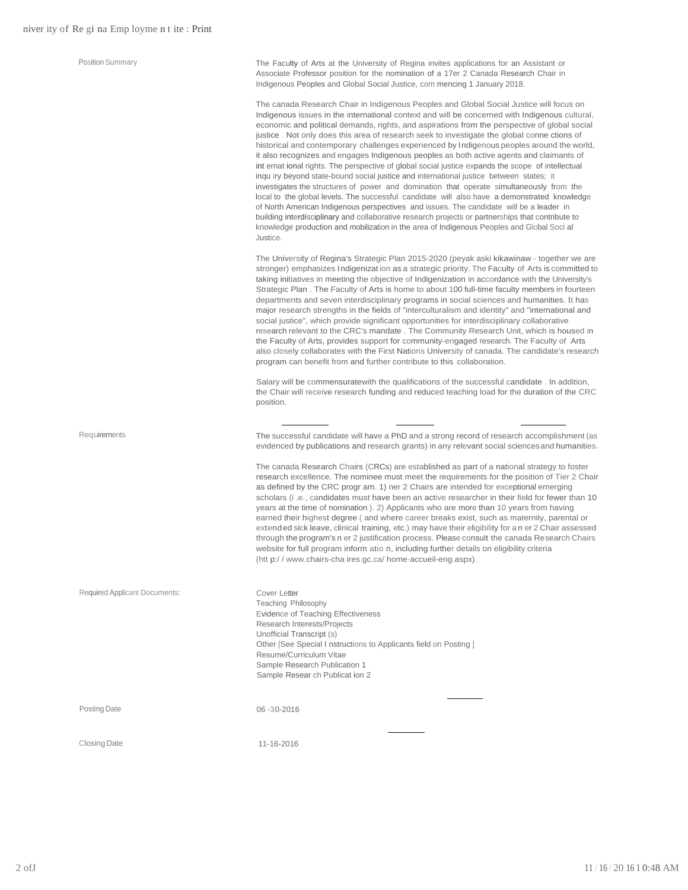| | |
|---|---|
| Position Summary | The Faculty of Arts at the University of Regina invites applications for an Assistant or Associate Professor position for the nomination of a 17er 2 Canada Research Chair in Indigenous Peoples and Global Social Justice, com mencing 1 January 2018.<br><br>The canada Research Chair in Indigenous Peoples and Global Social Justice will focus on Indigenous issues in the international context and will be concerned with Indigenous cultural, economic and political demands, rights, and aspirations from the perspective of global social justice . Not only does this area of research seek to investigate the global conne ctions of historical and contemporary challenges experienced by Indigenous peoples around the world, it also recognizes and engages Indigenous peoples as both active agents and claimants of int ernat ional rights. The perspective of global social justice expands the scope of intellectual inqu iry beyond state-bound social justice and international justice between states; it investigates the structures of power and domination that operate simultaneously from the local to the global levels. The successful candidate will also have a demonstrated knowledge of North American Indigenous perspectives and issues. The candidate will be a leader in building interdisciplinary and collaborative research projects or partnerships that contribute to knowledge production and mobilization in the area of Indigenous Peoples and Global Soci al Justice.<br><br>The University of Regina's Strategic Plan 2015-2020 (peyak aski kikawinaw - together we are stronger) emphasizes Indigenizat ion as a strategic priority. The Faculty of Arts is committed to taking initiatives in meeting the objective of Indigenization in accordance with the University's Strategic Plan . The Faculty of Arts is home to about 100 full-time faculty members in fourteen departments and seven interdisciplinary programs in social sciences and humanities. It has major research strengths in the fields of "interculturalism and identity" and "international and social justice", which provide significant opportunities for interdisciplinary collaborative research relevant to the CRC's mandate . The Community Research Unit, which is housed in the Faculty of Arts, provides support for community-engaged research. The Faculty of Arts also closely collaborates with the First Nations University of canada. The candidate's research program can benefit from and further contribute to this collaboration.<br><br>Salary will be commensuratewith the qualifications of the successful candidate . In addition, the Chair will receive research funding and reduced teaching load for the duration of the CRC position. |
| Requirements | The successful candidate will have a PhD and a strong record of research accomplishment (as evidenced by publications and research grants) in any relevant social sciences and humanities.<br><br>The canada Research Chairs (CRCs) are established as part of a national strategy to foster research excellence. The nominee must meet the requirements for the position of Tier 2 Chair as defined by the CRC progr am. 1) ner 2 Chairs are intended for exceptional emerging scholars (i .e., candidates must have been an active researcher in their field for fewer than 10 years at the time of nomination ). 2) Applicants who are more than 10 years from having earned their highest degree ( and where career breaks exist, such as maternity, parental or extended sick leave, clinical training, etc.) may have their eligibility for a n er 2 Chair assessed through the program's n er 2 justification process. Please consult the canada Research Chairs website for full program inform atio n, including further details on eligibility criteria (htt p:/ / www.chairs-cha ires.gc.ca/ home-accueil-eng.aspx). |
| Required Applicant Documents: | Cover Letter<br>Teaching Philosophy<br>Evidence of Teaching Effectiveness<br>Research Interests/Projects<br>Unofficial Transcript (s)<br>Other [See Special I nstructions to Applicants field on Posting ]<br>Resume/Curriculum Vitae<br>Sample Research Publication 1<br>Sample Resear ch Publicat ion 2 |
| Posting Date | 06 -30-2016 |
| Closing Date | 11-16-2016 |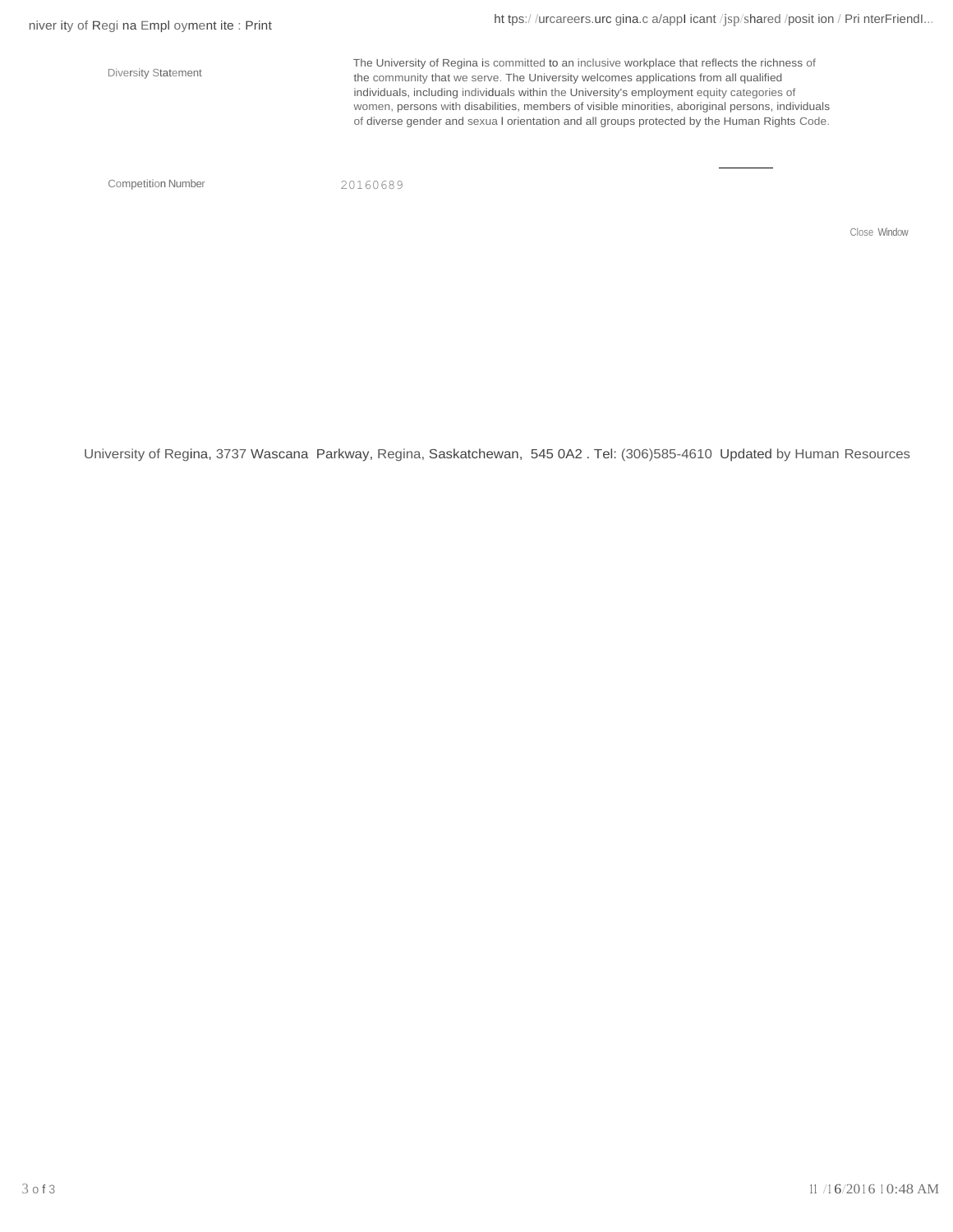| | |
|---|---|
| Diversity Statement | The University of Regina is committed to an inclusive workplace that reflects the richness of the community that we serve. The University welcomes applications from all qualified individuals, including individuals within the University's employment equity categories of women, persons with disabilities, members of visible minorities, aboriginal persons, individuals of diverse gender and sexual orientation and all groups protected by the Human Rights Code. |
| Competition Number | 20160689 |

Close Window

University of Regina, 3737 Wascana Parkway, Regina, Saskatchewan, 545 0A2 . Tel: (306)585-4610 Updated by Human Resources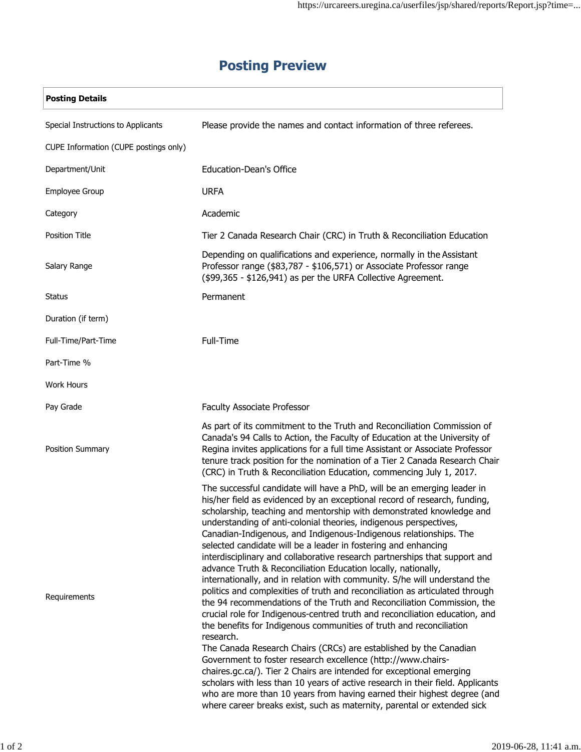# Posting Preview

| Posting Details | |
|---|---|
| Special Instructions to Applicants | Please provide the names and contact information of three referees. |
| CUPE Information (CUPE postings only) | |
| Department/Unit | Education-Dean's Office |
| Employee Group | URFA |
| Category | Academic |
| Position Title | Tier 2 Canada Research Chair (CRC) in Truth & Reconciliation Education |
| Salary Range | Depending on qualifications and experience, normally in the Assistant Professor range ($83,787 - $106,571) or Associate Professor range ($99,365 - $126,941) as per the URFA Collective Agreement. |
| Status | Permanent |
| Duration (if term) | |
| Full-Time/Part-Time | Full-Time |
| Part-Time % | |
| Work Hours | |
| Pay Grade | Faculty Associate Professor |
| Position Summary | As part of its commitment to the Truth and Reconciliation Commission of Canada's 94 Calls to Action, the Faculty of Education at the University of Regina invites applications for a full time Assistant or Associate Professor tenure track position for the nomination of a Tier 2 Canada Research Chair (CRC) in Truth & Reconciliation Education, commencing July 1, 2017. |
| Requirements | The successful candidate will have a PhD, will be an emerging leader in his/her field as evidenced by an exceptional record of research, funding, scholarship, teaching and mentorship with demonstrated knowledge and understanding of anti-colonial theories, indigenous perspectives, Canadian-Indigenous, and Indigenous-Indigenous relationships. The selected candidate will be a leader in fostering and enhancing interdisciplinary and collaborative research partnerships that support and advance Truth & Reconciliation Education locally, nationally, internationally, and in relation with community. S/he will understand the politics and complexities of truth and reconciliation as articulated through the 94 recommendations of the Truth and Reconciliation Commission, the crucial role for Indigenous-centred truth and reconciliation education, and the benefits for Indigenous communities of truth and reconciliation research. The Canada Research Chairs (CRCs) are established by the Canadian Government to foster research excellence (http://www.chairs-chaires.gc.ca/). Tier 2 Chairs are intended for exceptional emerging scholars with less than 10 years of active research in their field. Applicants who are more than 10 years from having earned their highest degree (and where career breaks exist, such as maternity, parental or extended sick |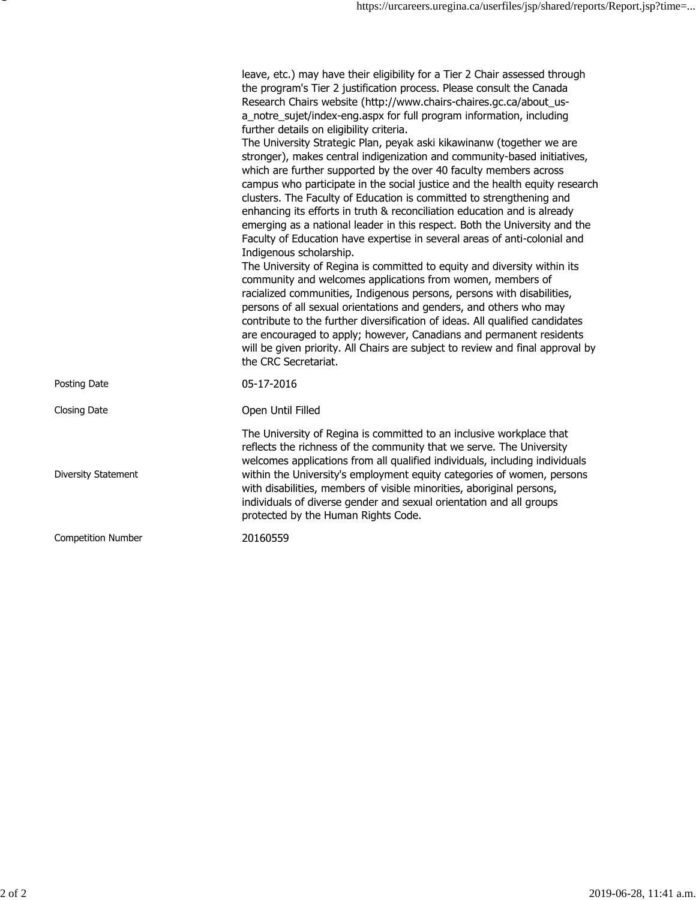leave, etc.) may have their eligibility for a Tier 2 Chair assessed through the program's Tier 2 justification process. Please consult the Canada Research Chairs website (http://www.chairs-chaires.gc.ca/about_us-a_notre_sujet/index-eng.aspx for full program information, including further details on eligibility criteria.

The University Strategic Plan, peyak aski kikawinanw (together we are stronger), makes central indigenization and community-based initiatives, which are further supported by the over 40 faculty members across campus who participate in the social justice and the health equity research clusters. The Faculty of Education is committed to strengthening and enhancing its efforts in truth & reconciliation education and is already emerging as a national leader in this respect. Both the University and the Faculty of Education have expertise in several areas of anti-colonial and Indigenous scholarship.

The University of Regina is committed to equity and diversity within its community and welcomes applications from women, members of racialized communities, Indigenous persons, persons with disabilities, persons of all sexual orientations and genders, and others who may contribute to the further diversification of ideas. All qualified candidates are encouraged to apply; however, Canadians and permanent residents will be given priority. All Chairs are subject to review and final approval by the CRC Secretariat.

| | |
|---|---|
| Posting Date | 05-17-2016 |
| Closing Date | Open Until Filled |
| Diversity Statement | The University of Regina is committed to an inclusive workplace that reflects the richness of the community that we serve. The University welcomes applications from all qualified individuals, including individuals within the University's employment equity categories of women, persons with disabilities, members of visible minorities, aboriginal persons, individuals of diverse gender and sexual orientation and all groups protected by the Human Rights Code. |
| Competition Number | 20160559 |